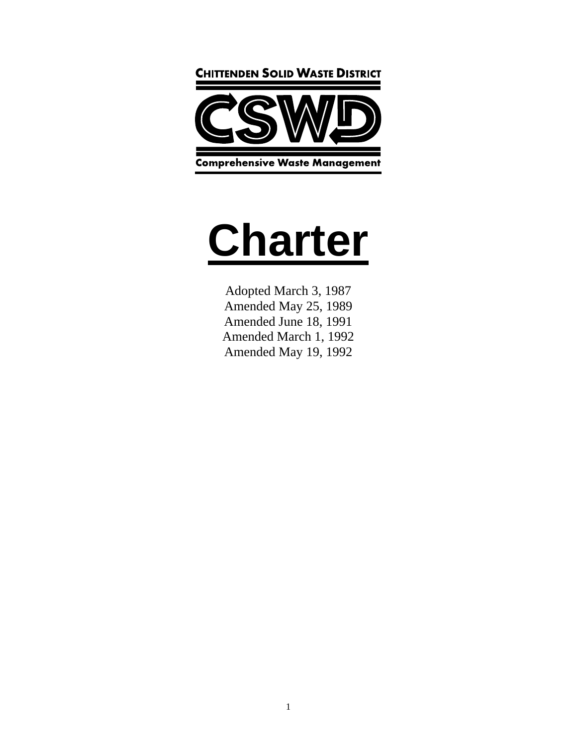**CHITTENDEN SOLID WASTE DISTRICT**

**CSWD**

**Comprehensive Waste Management**

# Charter

Adopted March 3, 1987
Amended May 25, 1989
Amended June 18, 1991
Amended March 1, 1992
Amended May 19, 1992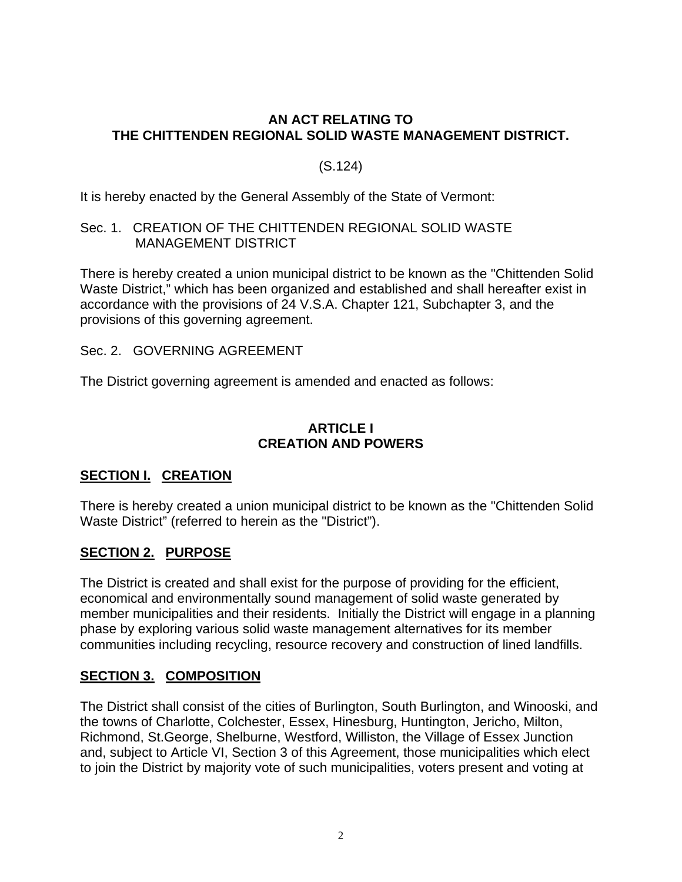**AN ACT RELATING TO**
**THE CHITTENDEN REGIONAL SOLID WASTE MANAGEMENT DISTRICT.**

(S.124)

It is hereby enacted by the General Assembly of the State of Vermont:

Sec. 1. CREATION OF THE CHITTENDEN REGIONAL SOLID WASTE MANAGEMENT DISTRICT

There is hereby created a union municipal district to be known as the "Chittenden Solid Waste District," which has been organized and established and shall hereafter exist in accordance with the provisions of 24 V.S.A. Chapter 121, Subchapter 3, and the provisions of this governing agreement.

Sec. 2. GOVERNING AGREEMENT

The District governing agreement is amended and enacted as follows:

## ARTICLE I
## CREATION AND POWERS

### SECTION I. CREATION

There is hereby created a union municipal district to be known as the "Chittenden Solid Waste District" (referred to herein as the "District").

### SECTION 2. PURPOSE

The District is created and shall exist for the purpose of providing for the efficient, economical and environmentally sound management of solid waste generated by member municipalities and their residents. Initially the District will engage in a planning phase by exploring various solid waste management alternatives for its member communities including recycling, resource recovery and construction of lined landfills.

### SECTION 3. COMPOSITION

The District shall consist of the cities of Burlington, South Burlington, and Winooski, and the towns of Charlotte, Colchester, Essex, Hinesburg, Huntington, Jericho, Milton, Richmond, St.George, Shelburne, Westford, Williston, the Village of Essex Junction and, subject to Article VI, Section 3 of this Agreement, those municipalities which elect to join the District by majority vote of such municipalities, voters present and voting at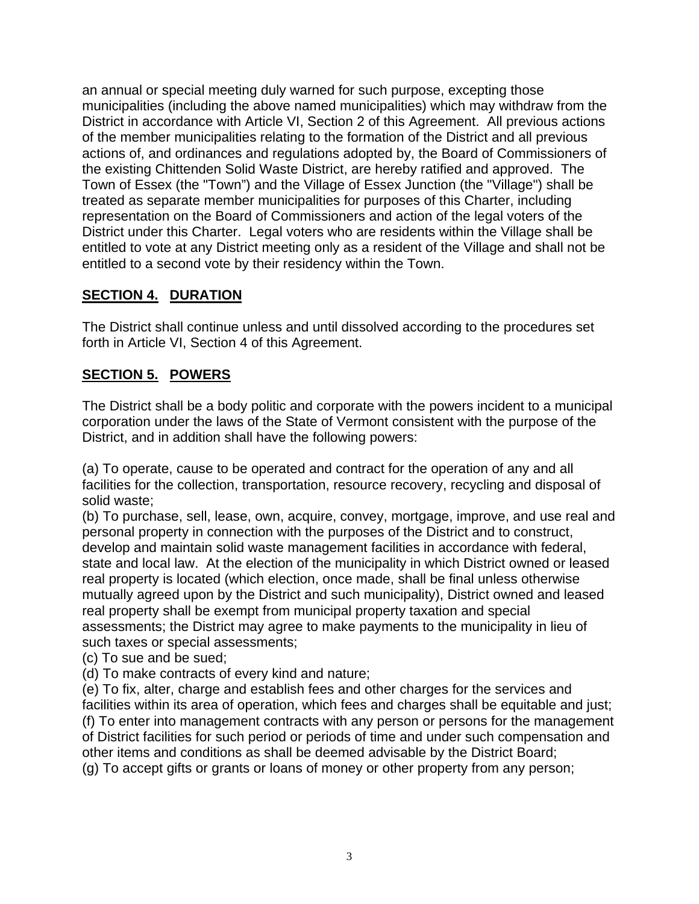an annual or special meeting duly warned for such purpose, excepting those municipalities (including the above named municipalities) which may withdraw from the District in accordance with Article VI, Section 2 of this Agreement. All previous actions of the member municipalities relating to the formation of the District and all previous actions of, and ordinances and regulations adopted by, the Board of Commissioners of the existing Chittenden Solid Waste District, are hereby ratified and approved. The Town of Essex (the "Town") and the Village of Essex Junction (the "Village") shall be treated as separate member municipalities for purposes of this Charter, including representation on the Board of Commissioners and action of the legal voters of the District under this Charter. Legal voters who are residents within the Village shall be entitled to vote at any District meeting only as a resident of the Village and shall not be entitled to a second vote by their residency within the Town.

## **SECTION 4. DURATION**

The District shall continue unless and until dissolved according to the procedures set forth in Article VI, Section 4 of this Agreement.

## **SECTION 5. POWERS**

The District shall be a body politic and corporate with the powers incident to a municipal corporation under the laws of the State of Vermont consistent with the purpose of the District, and in addition shall have the following powers:

(a) To operate, cause to be operated and contract for the operation of any and all facilities for the collection, transportation, resource recovery, recycling and disposal of solid waste;
(b) To purchase, sell, lease, own, acquire, convey, mortgage, improve, and use real and personal property in connection with the purposes of the District and to construct, develop and maintain solid waste management facilities in accordance with federal, state and local law. At the election of the municipality in which District owned or leased real property is located (which election, once made, shall be final unless otherwise mutually agreed upon by the District and such municipality), District owned and leased real property shall be exempt from municipal property taxation and special assessments; the District may agree to make payments to the municipality in lieu of such taxes or special assessments;
(c) To sue and be sued;
(d) To make contracts of every kind and nature;
(e) To fix, alter, charge and establish fees and other charges for the services and facilities within its area of operation, which fees and charges shall be equitable and just;
(f) To enter into management contracts with any person or persons for the management of District facilities for such period or periods of time and under such compensation and other items and conditions as shall be deemed advisable by the District Board;
(g) To accept gifts or grants or loans of money or other property from any person;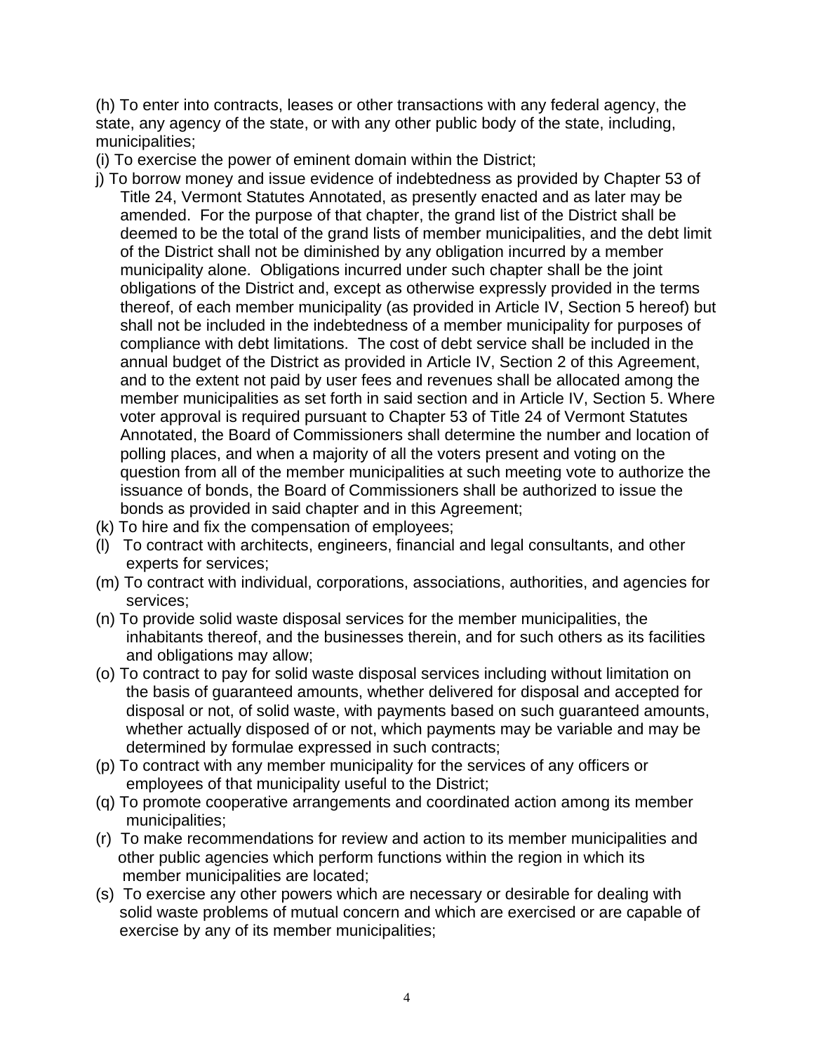(h) To enter into contracts, leases or other transactions with any federal agency, the state, any agency of the state, or with any other public body of the state, including, municipalities;

(i) To exercise the power of eminent domain within the District;

j) To borrow money and issue evidence of indebtedness as provided by Chapter 53 of Title 24, Vermont Statutes Annotated, as presently enacted and as later may be amended. For the purpose of that chapter, the grand list of the District shall be deemed to be the total of the grand lists of member municipalities, and the debt limit of the District shall not be diminished by any obligation incurred by a member municipality alone. Obligations incurred under such chapter shall be the joint obligations of the District and, except as otherwise expressly provided in the terms thereof, of each member municipality (as provided in Article IV, Section 5 hereof) but shall not be included in the indebtedness of a member municipality for purposes of compliance with debt limitations. The cost of debt service shall be included in the annual budget of the District as provided in Article IV, Section 2 of this Agreement, and to the extent not paid by user fees and revenues shall be allocated among the member municipalities as set forth in said section and in Article IV, Section 5. Where voter approval is required pursuant to Chapter 53 of Title 24 of Vermont Statutes Annotated, the Board of Commissioners shall determine the number and location of polling places, and when a majority of all the voters present and voting on the question from all of the member municipalities at such meeting vote to authorize the issuance of bonds, the Board of Commissioners shall be authorized to issue the bonds as provided in said chapter and in this Agreement;

(k) To hire and fix the compensation of employees;

(l) To contract with architects, engineers, financial and legal consultants, and other experts for services;

(m) To contract with individual, corporations, associations, authorities, and agencies for services;

(n) To provide solid waste disposal services for the member municipalities, the inhabitants thereof, and the businesses therein, and for such others as its facilities and obligations may allow;

(o) To contract to pay for solid waste disposal services including without limitation on the basis of guaranteed amounts, whether delivered for disposal and accepted for disposal or not, of solid waste, with payments based on such guaranteed amounts, whether actually disposed of or not, which payments may be variable and may be determined by formulae expressed in such contracts;

(p) To contract with any member municipality for the services of any officers or employees of that municipality useful to the District;

(q) To promote cooperative arrangements and coordinated action among its member municipalities;

(r) To make recommendations for review and action to its member municipalities and other public agencies which perform functions within the region in which its member municipalities are located;

(s) To exercise any other powers which are necessary or desirable for dealing with solid waste problems of mutual concern and which are exercised or are capable of exercise by any of its member municipalities;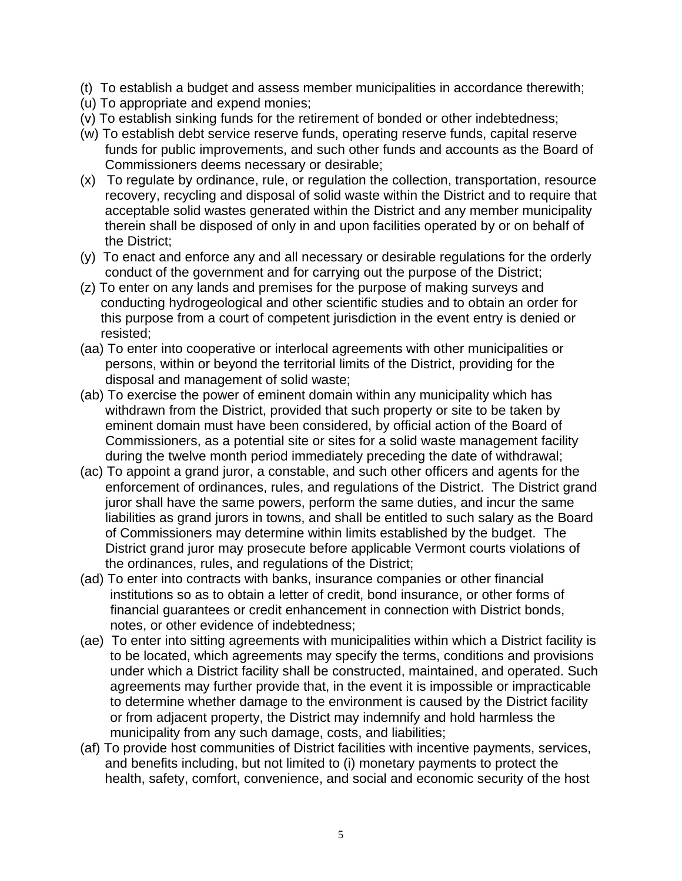(t) To establish a budget and assess member municipalities in accordance therewith;

(u) To appropriate and expend monies;

(v) To establish sinking funds for the retirement of bonded or other indebtedness;

(w) To establish debt service reserve funds, operating reserve funds, capital reserve funds for public improvements, and such other funds and accounts as the Board of Commissioners deems necessary or desirable;

(x) To regulate by ordinance, rule, or regulation the collection, transportation, resource recovery, recycling and disposal of solid waste within the District and to require that acceptable solid wastes generated within the District and any member municipality therein shall be disposed of only in and upon facilities operated by or on behalf of the District;

(y) To enact and enforce any and all necessary or desirable regulations for the orderly conduct of the government and for carrying out the purpose of the District;

(z) To enter on any lands and premises for the purpose of making surveys and conducting hydrogeological and other scientific studies and to obtain an order for this purpose from a court of competent jurisdiction in the event entry is denied or resisted;

(aa) To enter into cooperative or interlocal agreements with other municipalities or persons, within or beyond the territorial limits of the District, providing for the disposal and management of solid waste;

(ab) To exercise the power of eminent domain within any municipality which has withdrawn from the District, provided that such property or site to be taken by eminent domain must have been considered, by official action of the Board of Commissioners, as a potential site or sites for a solid waste management facility during the twelve month period immediately preceding the date of withdrawal;

(ac) To appoint a grand juror, a constable, and such other officers and agents for the enforcement of ordinances, rules, and regulations of the District. The District grand juror shall have the same powers, perform the same duties, and incur the same liabilities as grand jurors in towns, and shall be entitled to such salary as the Board of Commissioners may determine within limits established by the budget. The District grand juror may prosecute before applicable Vermont courts violations of the ordinances, rules, and regulations of the District;

(ad) To enter into contracts with banks, insurance companies or other financial institutions so as to obtain a letter of credit, bond insurance, or other forms of financial guarantees or credit enhancement in connection with District bonds, notes, or other evidence of indebtedness;

(ae) To enter into sitting agreements with municipalities within which a District facility is to be located, which agreements may specify the terms, conditions and provisions under which a District facility shall be constructed, maintained, and operated. Such agreements may further provide that, in the event it is impossible or impracticable to determine whether damage to the environment is caused by the District facility or from adjacent property, the District may indemnify and hold harmless the municipality from any such damage, costs, and liabilities;

(af) To provide host communities of District facilities with incentive payments, services, and benefits including, but not limited to (i) monetary payments to protect the health, safety, comfort, convenience, and social and economic security of the host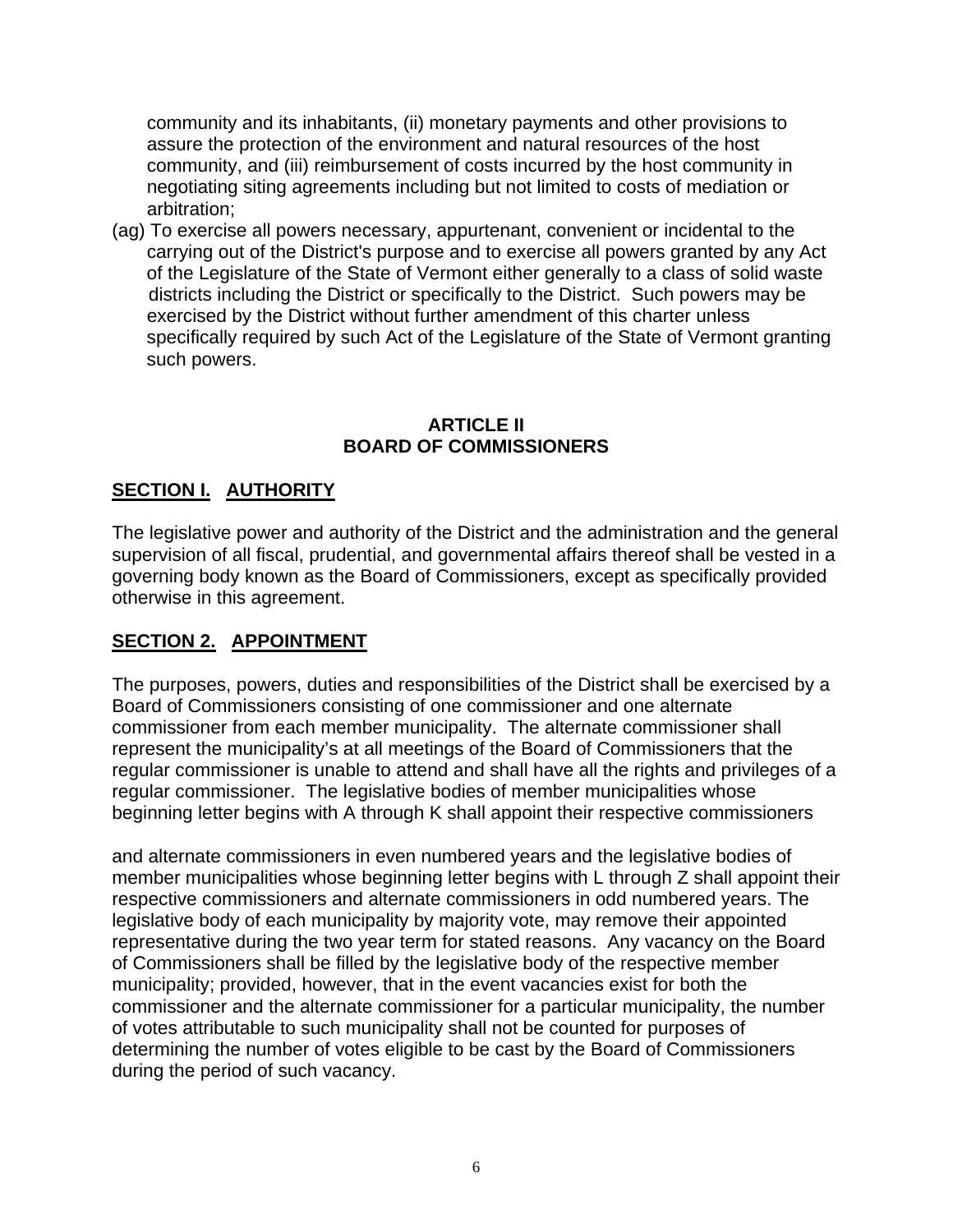community and its inhabitants, (ii) monetary payments and other provisions to assure the protection of the environment and natural resources of the host community, and (iii) reimbursement of costs incurred by the host community in negotiating siting agreements including but not limited to costs of mediation or arbitration;

(ag) To exercise all powers necessary, appurtenant, convenient or incidental to the carrying out of the District's purpose and to exercise all powers granted by any Act of the Legislature of the State of Vermont either generally to a class of solid waste districts including the District or specifically to the District. Such powers may be exercised by the District without further amendment of this charter unless specifically required by such Act of the Legislature of the State of Vermont granting such powers.

## ARTICLE II
## BOARD OF COMMISSIONERS

### SECTION I. AUTHORITY

The legislative power and authority of the District and the administration and the general supervision of all fiscal, prudential, and governmental affairs thereof shall be vested in a governing body known as the Board of Commissioners, except as specifically provided otherwise in this agreement.

### SECTION 2. APPOINTMENT

The purposes, powers, duties and responsibilities of the District shall be exercised by a Board of Commissioners consisting of one commissioner and one alternate commissioner from each member municipality. The alternate commissioner shall represent the municipality's at all meetings of the Board of Commissioners that the regular commissioner is unable to attend and shall have all the rights and privileges of a regular commissioner. The legislative bodies of member municipalities whose beginning letter begins with A through K shall appoint their respective commissioners and alternate commissioners in even numbered years and the legislative bodies of member municipalities whose beginning letter begins with L through Z shall appoint their respective commissioners and alternate commissioners in odd numbered years. The legislative body of each municipality by majority vote, may remove their appointed representative during the two year term for stated reasons. Any vacancy on the Board of Commissioners shall be filled by the legislative body of the respective member municipality; provided, however, that in the event vacancies exist for both the commissioner and the alternate commissioner for a particular municipality, the number of votes attributable to such municipality shall not be counted for purposes of determining the number of votes eligible to be cast by the Board of Commissioners during the period of such vacancy.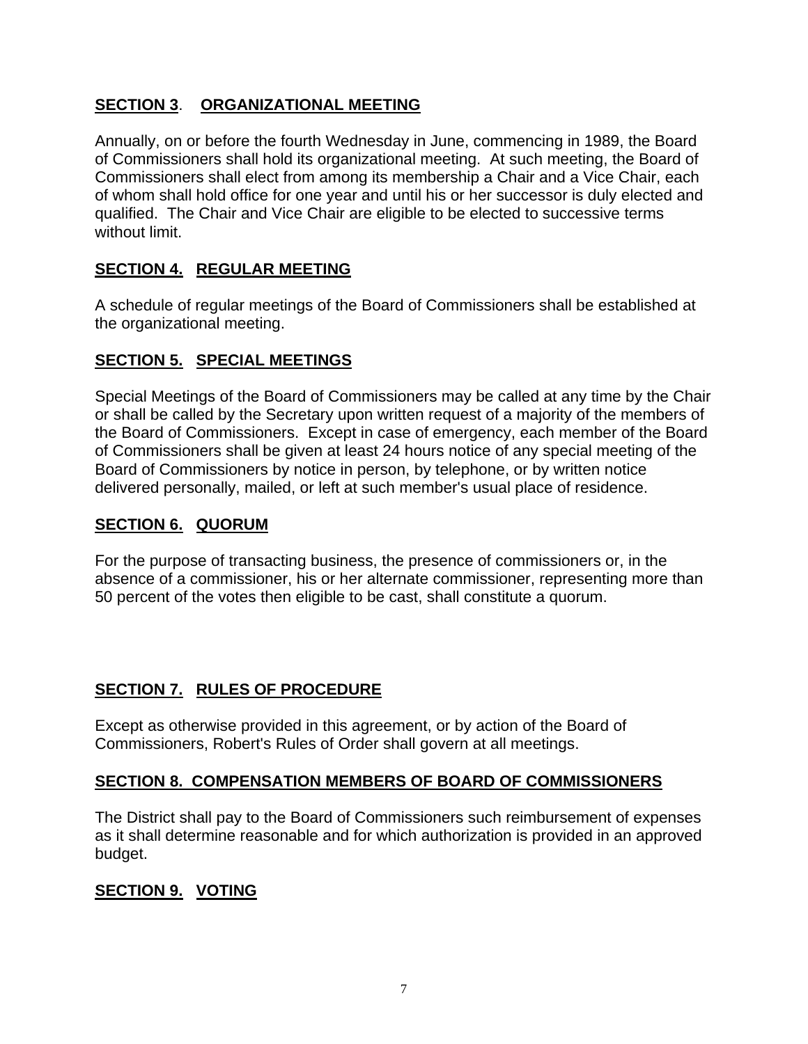## **SECTION 3**. **ORGANIZATIONAL MEETING**

Annually, on or before the fourth Wednesday in June, commencing in 1989, the Board of Commissioners shall hold its organizational meeting. At such meeting, the Board of Commissioners shall elect from among its membership a Chair and a Vice Chair, each of whom shall hold office for one year and until his or her successor is duly elected and qualified. The Chair and Vice Chair are eligible to be elected to successive terms without limit.

## **SECTION 4. REGULAR MEETING**

A schedule of regular meetings of the Board of Commissioners shall be established at the organizational meeting.

## **SECTION 5. SPECIAL MEETINGS**

Special Meetings of the Board of Commissioners may be called at any time by the Chair or shall be called by the Secretary upon written request of a majority of the members of the Board of Commissioners. Except in case of emergency, each member of the Board of Commissioners shall be given at least 24 hours notice of any special meeting of the Board of Commissioners by notice in person, by telephone, or by written notice delivered personally, mailed, or left at such member's usual place of residence.

## **SECTION 6. QUORUM**

For the purpose of transacting business, the presence of commissioners or, in the absence of a commissioner, his or her alternate commissioner, representing more than 50 percent of the votes then eligible to be cast, shall constitute a quorum.

## **SECTION 7. RULES OF PROCEDURE**

Except as otherwise provided in this agreement, or by action of the Board of Commissioners, Robert's Rules of Order shall govern at all meetings.

## **SECTION 8. COMPENSATION MEMBERS OF BOARD OF COMMISSIONERS**

The District shall pay to the Board of Commissioners such reimbursement of expenses as it shall determine reasonable and for which authorization is provided in an approved budget.

## **SECTION 9. VOTING**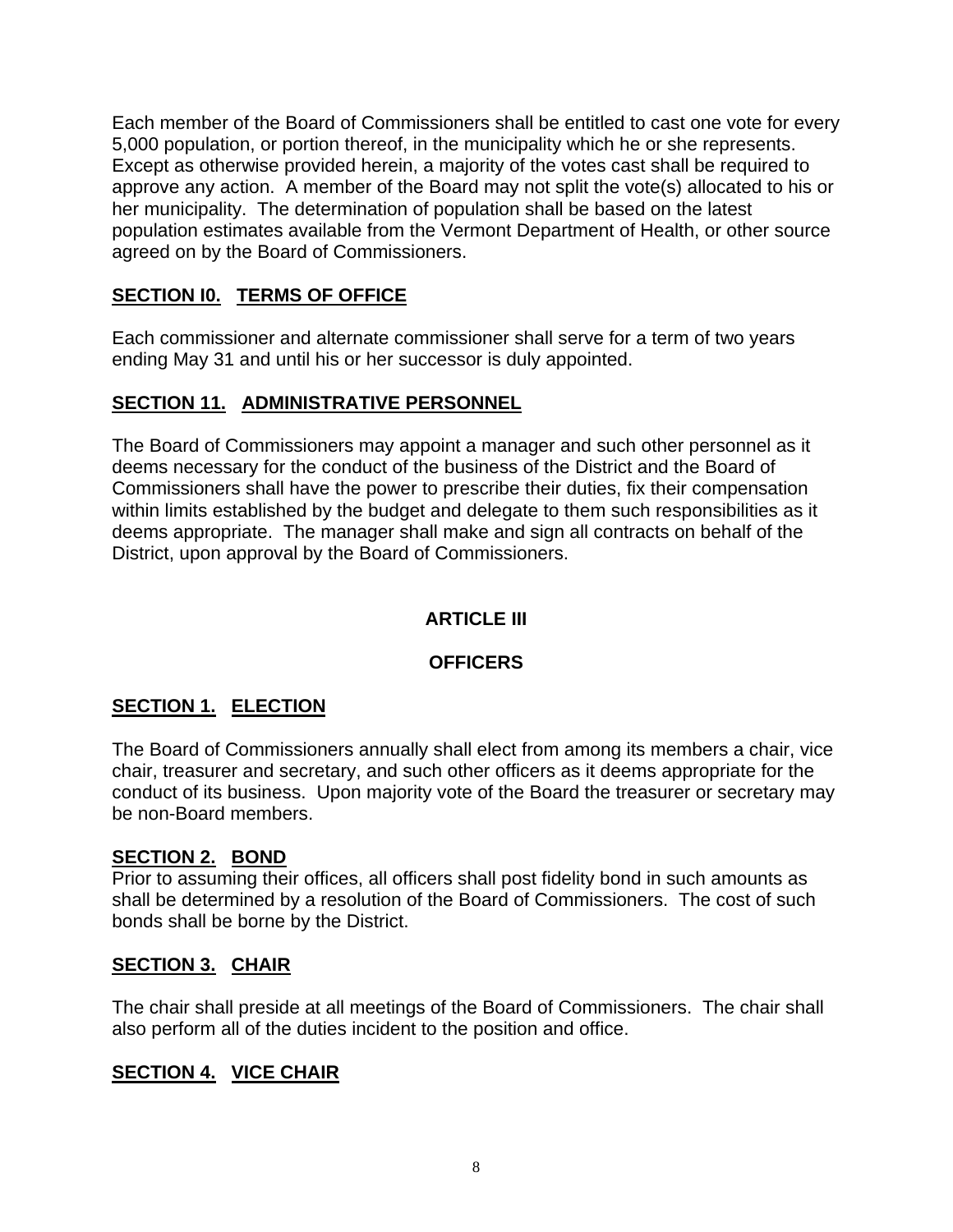Each member of the Board of Commissioners shall be entitled to cast one vote for every 5,000 population, or portion thereof, in the municipality which he or she represents. Except as otherwise provided herein, a majority of the votes cast shall be required to approve any action. A member of the Board may not split the vote(s) allocated to his or her municipality. The determination of population shall be based on the latest population estimates available from the Vermont Department of Health, or other source agreed on by the Board of Commissioners.

### SECTION I0. TERMS OF OFFICE

Each commissioner and alternate commissioner shall serve for a term of two years ending May 31 and until his or her successor is duly appointed.

### SECTION 11. ADMINISTRATIVE PERSONNEL

The Board of Commissioners may appoint a manager and such other personnel as it deems necessary for the conduct of the business of the District and the Board of Commissioners shall have the power to prescribe their duties, fix their compensation within limits established by the budget and delegate to them such responsibilities as it deems appropriate. The manager shall make and sign all contracts on behalf of the District, upon approval by the Board of Commissioners.

## ARTICLE III

## OFFICERS

### SECTION 1. ELECTION

The Board of Commissioners annually shall elect from among its members a chair, vice chair, treasurer and secretary, and such other officers as it deems appropriate for the conduct of its business. Upon majority vote of the Board the treasurer or secretary may be non-Board members.

### SECTION 2. BOND

Prior to assuming their offices, all officers shall post fidelity bond in such amounts as shall be determined by a resolution of the Board of Commissioners. The cost of such bonds shall be borne by the District.

### SECTION 3. CHAIR

The chair shall preside at all meetings of the Board of Commissioners. The chair shall also perform all of the duties incident to the position and office.

### SECTION 4. VICE CHAIR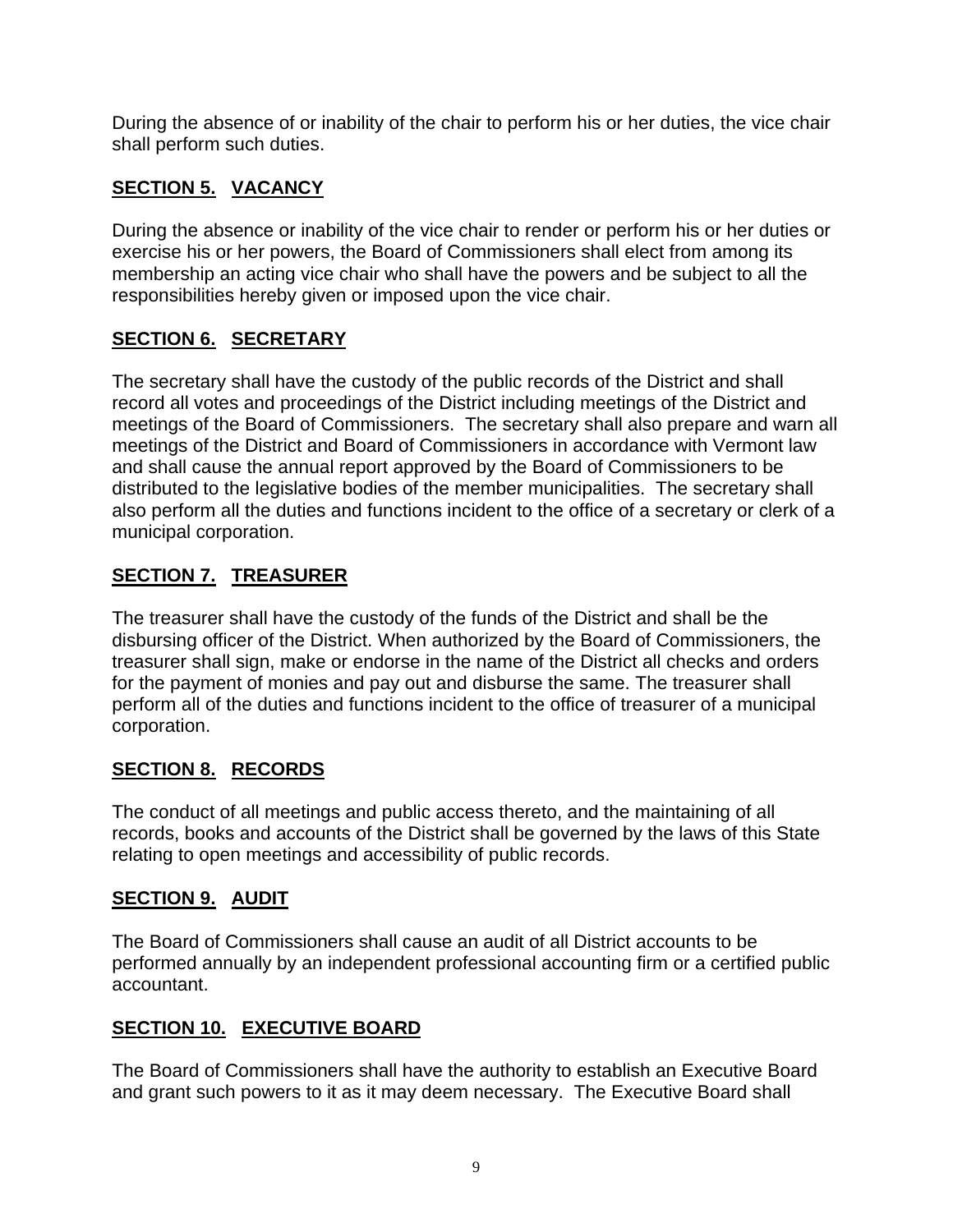During the absence of or inability of the chair to perform his or her duties, the vice chair shall perform such duties.

## **SECTION 5. VACANCY**

During the absence or inability of the vice chair to render or perform his or her duties or exercise his or her powers, the Board of Commissioners shall elect from among its membership an acting vice chair who shall have the powers and be subject to all the responsibilities hereby given or imposed upon the vice chair.

## **SECTION 6. SECRETARY**

The secretary shall have the custody of the public records of the District and shall record all votes and proceedings of the District including meetings of the District and meetings of the Board of Commissioners. The secretary shall also prepare and warn all meetings of the District and Board of Commissioners in accordance with Vermont law and shall cause the annual report approved by the Board of Commissioners to be distributed to the legislative bodies of the member municipalities. The secretary shall also perform all the duties and functions incident to the office of a secretary or clerk of a municipal corporation.

## **SECTION 7. TREASURER**

The treasurer shall have the custody of the funds of the District and shall be the disbursing officer of the District. When authorized by the Board of Commissioners, the treasurer shall sign, make or endorse in the name of the District all checks and orders for the payment of monies and pay out and disburse the same. The treasurer shall perform all of the duties and functions incident to the office of treasurer of a municipal corporation.

## **SECTION 8. RECORDS**

The conduct of all meetings and public access thereto, and the maintaining of all records, books and accounts of the District shall be governed by the laws of this State relating to open meetings and accessibility of public records.

## **SECTION 9. AUDIT**

The Board of Commissioners shall cause an audit of all District accounts to be performed annually by an independent professional accounting firm or a certified public accountant.

## **SECTION 10. EXECUTIVE BOARD**

The Board of Commissioners shall have the authority to establish an Executive Board and grant such powers to it as it may deem necessary. The Executive Board shall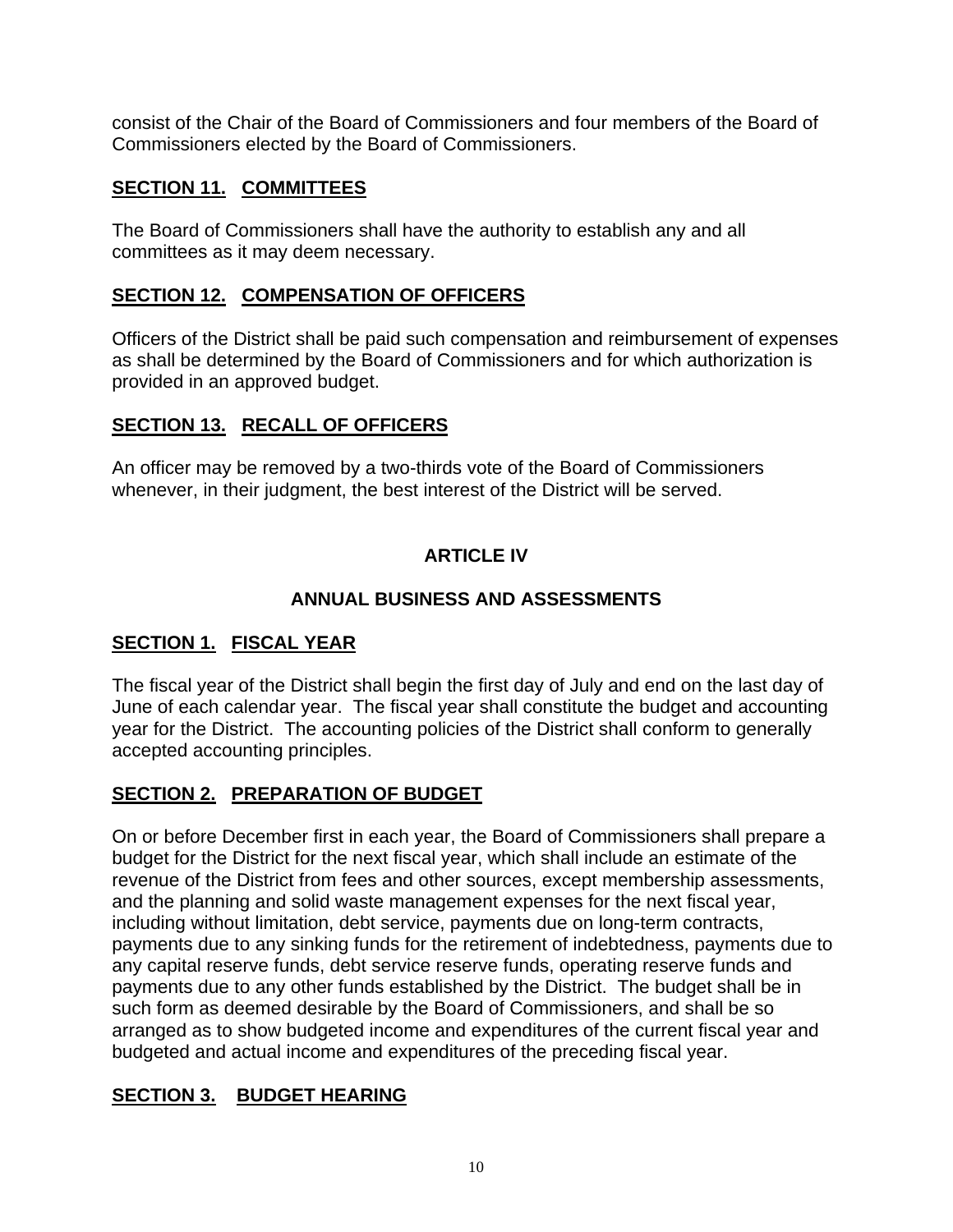consist of the Chair of the Board of Commissioners and four members of the Board of Commissioners elected by the Board of Commissioners.

## SECTION 11. COMMITTEES

The Board of Commissioners shall have the authority to establish any and all committees as it may deem necessary.

## SECTION 12. COMPENSATION OF OFFICERS

Officers of the District shall be paid such compensation and reimbursement of expenses as shall be determined by the Board of Commissioners and for which authorization is provided in an approved budget.

## SECTION 13. RECALL OF OFFICERS

An officer may be removed by a two-thirds vote of the Board of Commissioners whenever, in their judgment, the best interest of the District will be served.

# ARTICLE IV

# ANNUAL BUSINESS AND ASSESSMENTS

## SECTION 1. FISCAL YEAR

The fiscal year of the District shall begin the first day of July and end on the last day of June of each calendar year. The fiscal year shall constitute the budget and accounting year for the District. The accounting policies of the District shall conform to generally accepted accounting principles.

## SECTION 2. PREPARATION OF BUDGET

On or before December first in each year, the Board of Commissioners shall prepare a budget for the District for the next fiscal year, which shall include an estimate of the revenue of the District from fees and other sources, except membership assessments, and the planning and solid waste management expenses for the next fiscal year, including without limitation, debt service, payments due on long-term contracts, payments due to any sinking funds for the retirement of indebtedness, payments due to any capital reserve funds, debt service reserve funds, operating reserve funds and payments due to any other funds established by the District. The budget shall be in such form as deemed desirable by the Board of Commissioners, and shall be so arranged as to show budgeted income and expenditures of the current fiscal year and budgeted and actual income and expenditures of the preceding fiscal year.

## SECTION 3. BUDGET HEARING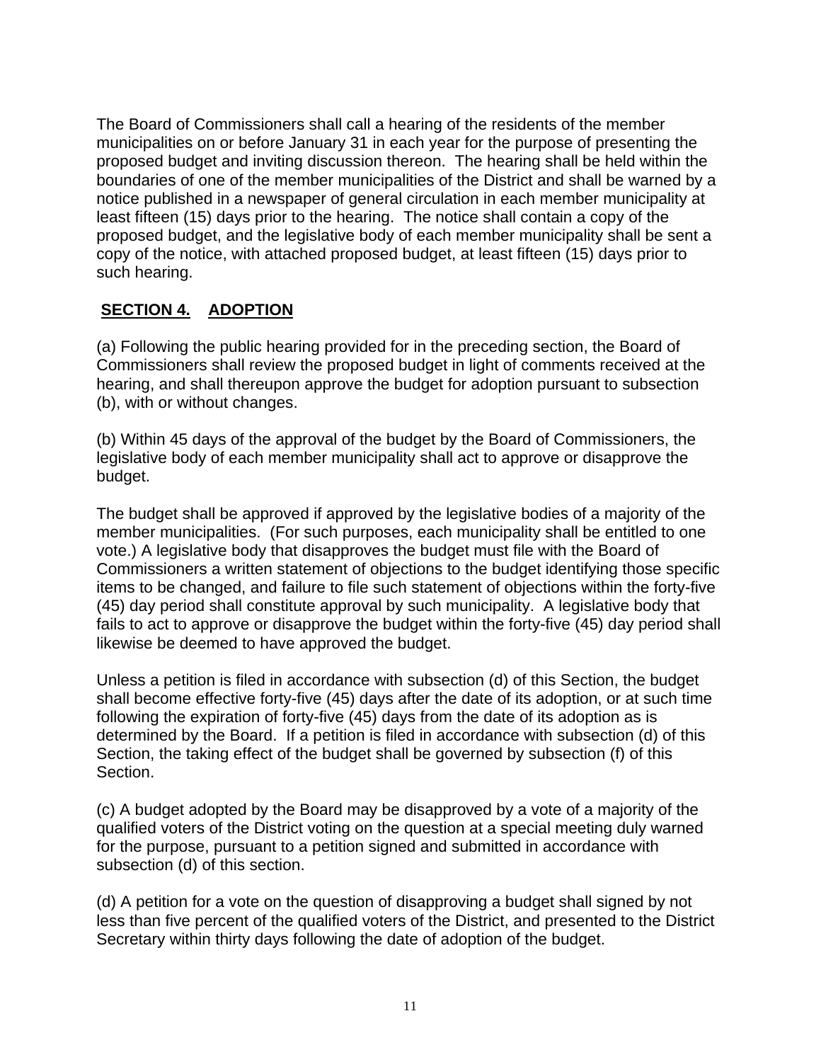The Board of Commissioners shall call a hearing of the residents of the member municipalities on or before January 31 in each year for the purpose of presenting the proposed budget and inviting discussion thereon. The hearing shall be held within the boundaries of one of the member municipalities of the District and shall be warned by a notice published in a newspaper of general circulation in each member municipality at least fifteen (15) days prior to the hearing. The notice shall contain a copy of the proposed budget, and the legislative body of each member municipality shall be sent a copy of the notice, with attached proposed budget, at least fifteen (15) days prior to such hearing.

## SECTION 4. ADOPTION

(a) Following the public hearing provided for in the preceding section, the Board of Commissioners shall review the proposed budget in light of comments received at the hearing, and shall thereupon approve the budget for adoption pursuant to subsection (b), with or without changes.

(b) Within 45 days of the approval of the budget by the Board of Commissioners, the legislative body of each member municipality shall act to approve or disapprove the budget.

The budget shall be approved if approved by the legislative bodies of a majority of the member municipalities. (For such purposes, each municipality shall be entitled to one vote.) A legislative body that disapproves the budget must file with the Board of Commissioners a written statement of objections to the budget identifying those specific items to be changed, and failure to file such statement of objections within the forty-five (45) day period shall constitute approval by such municipality. A legislative body that fails to act to approve or disapprove the budget within the forty-five (45) day period shall likewise be deemed to have approved the budget.

Unless a petition is filed in accordance with subsection (d) of this Section, the budget shall become effective forty-five (45) days after the date of its adoption, or at such time following the expiration of forty-five (45) days from the date of its adoption as is determined by the Board. If a petition is filed in accordance with subsection (d) of this Section, the taking effect of the budget shall be governed by subsection (f) of this Section.

(c) A budget adopted by the Board may be disapproved by a vote of a majority of the qualified voters of the District voting on the question at a special meeting duly warned for the purpose, pursuant to a petition signed and submitted in accordance with subsection (d) of this section.

(d) A petition for a vote on the question of disapproving a budget shall signed by not less than five percent of the qualified voters of the District, and presented to the District Secretary within thirty days following the date of adoption of the budget.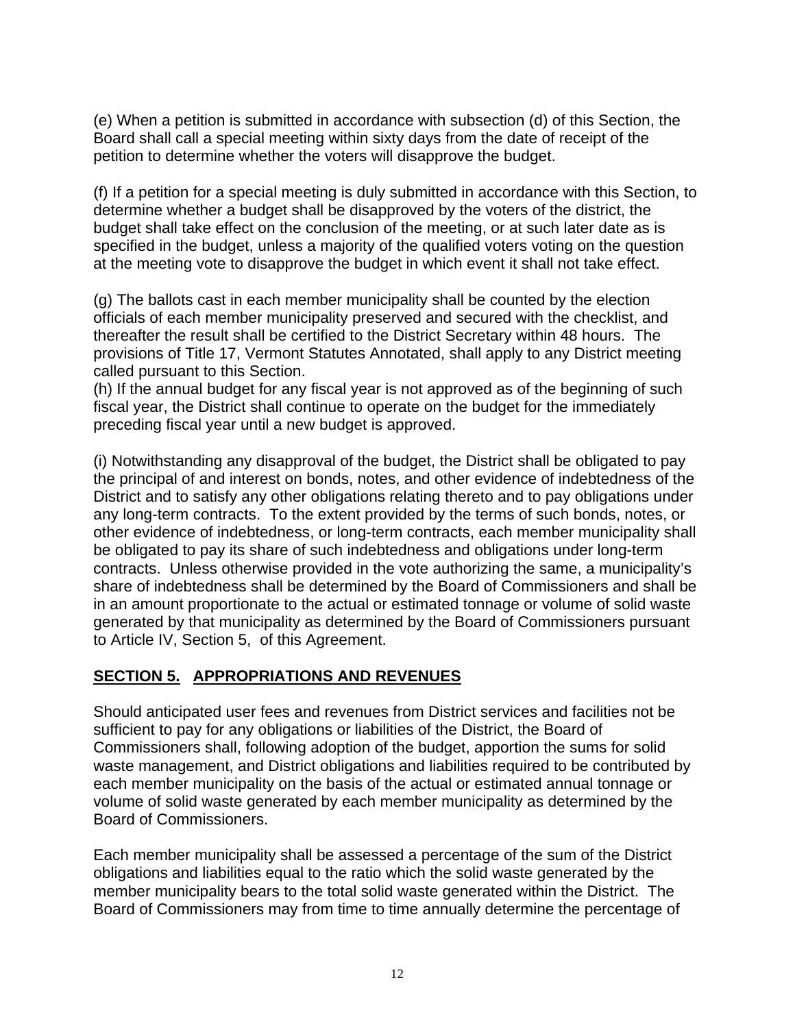(e) When a petition is submitted in accordance with subsection (d) of this Section, the Board shall call a special meeting within sixty days from the date of receipt of the petition to determine whether the voters will disapprove the budget.

(f) If a petition for a special meeting is duly submitted in accordance with this Section, to determine whether a budget shall be disapproved by the voters of the district, the budget shall take effect on the conclusion of the meeting, or at such later date as is specified in the budget, unless a majority of the qualified voters voting on the question at the meeting vote to disapprove the budget in which event it shall not take effect.

(g) The ballots cast in each member municipality shall be counted by the election officials of each member municipality preserved and secured with the checklist, and thereafter the result shall be certified to the District Secretary within 48 hours. The provisions of Title 17, Vermont Statutes Annotated, shall apply to any District meeting called pursuant to this Section.

(h) If the annual budget for any fiscal year is not approved as of the beginning of such fiscal year, the District shall continue to operate on the budget for the immediately preceding fiscal year until a new budget is approved.

(i) Notwithstanding any disapproval of the budget, the District shall be obligated to pay the principal of and interest on bonds, notes, and other evidence of indebtedness of the District and to satisfy any other obligations relating thereto and to pay obligations under any long-term contracts. To the extent provided by the terms of such bonds, notes, or other evidence of indebtedness, or long-term contracts, each member municipality shall be obligated to pay its share of such indebtedness and obligations under long-term contracts. Unless otherwise provided in the vote authorizing the same, a municipality's share of indebtedness shall be determined by the Board of Commissioners and shall be in an amount proportionate to the actual or estimated tonnage or volume of solid waste generated by that municipality as determined by the Board of Commissioners pursuant to Article IV, Section 5, of this Agreement.

## SECTION 5. APPROPRIATIONS AND REVENUES

Should anticipated user fees and revenues from District services and facilities not be sufficient to pay for any obligations or liabilities of the District, the Board of Commissioners shall, following adoption of the budget, apportion the sums for solid waste management, and District obligations and liabilities required to be contributed by each member municipality on the basis of the actual or estimated annual tonnage or volume of solid waste generated by each member municipality as determined by the Board of Commissioners.

Each member municipality shall be assessed a percentage of the sum of the District obligations and liabilities equal to the ratio which the solid waste generated by the member municipality bears to the total solid waste generated within the District. The Board of Commissioners may from time to time annually determine the percentage of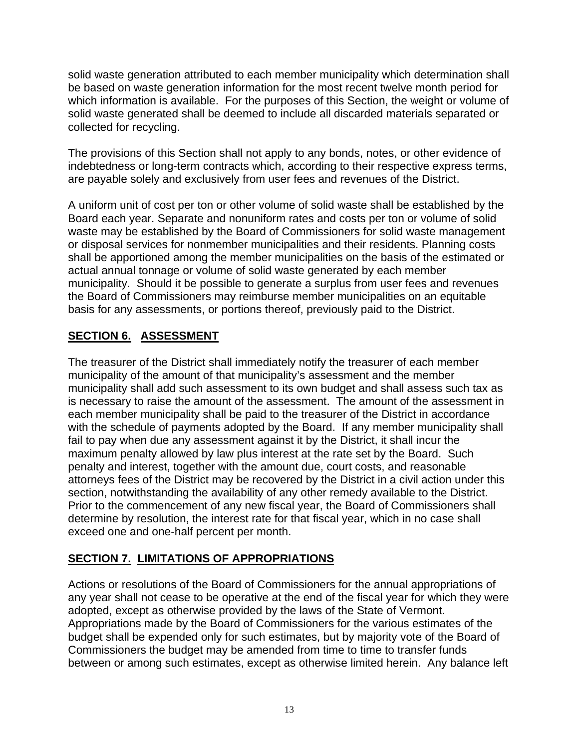solid waste generation attributed to each member municipality which determination shall be based on waste generation information for the most recent twelve month period for which information is available. For the purposes of this Section, the weight or volume of solid waste generated shall be deemed to include all discarded materials separated or collected for recycling.

The provisions of this Section shall not apply to any bonds, notes, or other evidence of indebtedness or long-term contracts which, according to their respective express terms, are payable solely and exclusively from user fees and revenues of the District.

A uniform unit of cost per ton or other volume of solid waste shall be established by the Board each year. Separate and nonuniform rates and costs per ton or volume of solid waste may be established by the Board of Commissioners for solid waste management or disposal services for nonmember municipalities and their residents. Planning costs shall be apportioned among the member municipalities on the basis of the estimated or actual annual tonnage or volume of solid waste generated by each member municipality. Should it be possible to generate a surplus from user fees and revenues the Board of Commissioners may reimburse member municipalities on an equitable basis for any assessments, or portions thereof, previously paid to the District.

## SECTION 6. ASSESSMENT

The treasurer of the District shall immediately notify the treasurer of each member municipality of the amount of that municipality's assessment and the member municipality shall add such assessment to its own budget and shall assess such tax as is necessary to raise the amount of the assessment. The amount of the assessment in each member municipality shall be paid to the treasurer of the District in accordance with the schedule of payments adopted by the Board. If any member municipality shall fail to pay when due any assessment against it by the District, it shall incur the maximum penalty allowed by law plus interest at the rate set by the Board. Such penalty and interest, together with the amount due, court costs, and reasonable attorneys fees of the District may be recovered by the District in a civil action under this section, notwithstanding the availability of any other remedy available to the District. Prior to the commencement of any new fiscal year, the Board of Commissioners shall determine by resolution, the interest rate for that fiscal year, which in no case shall exceed one and one-half percent per month.

## SECTION 7. LIMITATIONS OF APPROPRIATIONS

Actions or resolutions of the Board of Commissioners for the annual appropriations of any year shall not cease to be operative at the end of the fiscal year for which they were adopted, except as otherwise provided by the laws of the State of Vermont. Appropriations made by the Board of Commissioners for the various estimates of the budget shall be expended only for such estimates, but by majority vote of the Board of Commissioners the budget may be amended from time to time to transfer funds between or among such estimates, except as otherwise limited herein. Any balance left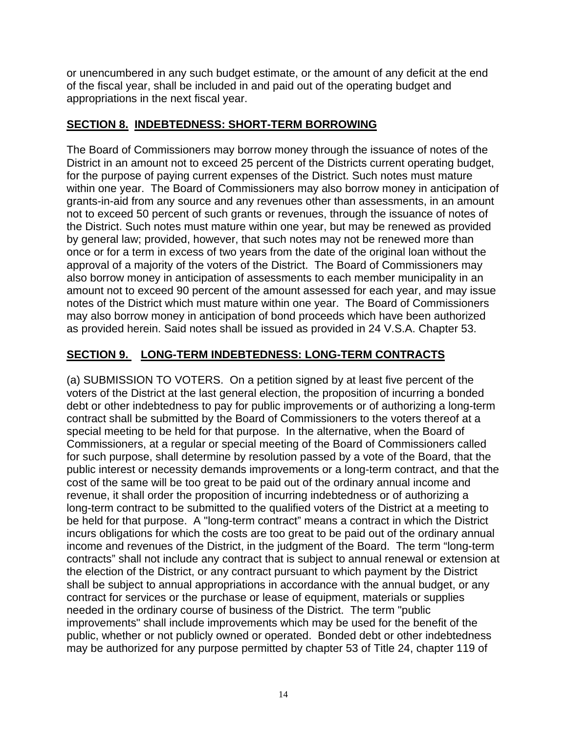or unencumbered in any such budget estimate, or the amount of any deficit at the end of the fiscal year, shall be included in and paid out of the operating budget and appropriations in the next fiscal year.

## SECTION 8. INDEBTEDNESS: SHORT-TERM BORROWING

The Board of Commissioners may borrow money through the issuance of notes of the District in an amount not to exceed 25 percent of the Districts current operating budget, for the purpose of paying current expenses of the District. Such notes must mature within one year. The Board of Commissioners may also borrow money in anticipation of grants-in-aid from any source and any revenues other than assessments, in an amount not to exceed 50 percent of such grants or revenues, through the issuance of notes of the District. Such notes must mature within one year, but may be renewed as provided by general law; provided, however, that such notes may not be renewed more than once or for a term in excess of two years from the date of the original loan without the approval of a majority of the voters of the District. The Board of Commissioners may also borrow money in anticipation of assessments to each member municipality in an amount not to exceed 90 percent of the amount assessed for each year, and may issue notes of the District which must mature within one year. The Board of Commissioners may also borrow money in anticipation of bond proceeds which have been authorized as provided herein. Said notes shall be issued as provided in 24 V.S.A. Chapter 53.

## SECTION 9. LONG-TERM INDEBTEDNESS: LONG-TERM CONTRACTS

(a) SUBMISSION TO VOTERS. On a petition signed by at least five percent of the voters of the District at the last general election, the proposition of incurring a bonded debt or other indebtedness to pay for public improvements or of authorizing a long-term contract shall be submitted by the Board of Commissioners to the voters thereof at a special meeting to be held for that purpose. In the alternative, when the Board of Commissioners, at a regular or special meeting of the Board of Commissioners called for such purpose, shall determine by resolution passed by a vote of the Board, that the public interest or necessity demands improvements or a long-term contract, and that the cost of the same will be too great to be paid out of the ordinary annual income and revenue, it shall order the proposition of incurring indebtedness or of authorizing a long-term contract to be submitted to the qualified voters of the District at a meeting to be held for that purpose. A "long-term contract" means a contract in which the District incurs obligations for which the costs are too great to be paid out of the ordinary annual income and revenues of the District, in the judgment of the Board. The term "long-term contracts" shall not include any contract that is subject to annual renewal or extension at the election of the District, or any contract pursuant to which payment by the District shall be subject to annual appropriations in accordance with the annual budget, or any contract for services or the purchase or lease of equipment, materials or supplies needed in the ordinary course of business of the District. The term "public improvements" shall include improvements which may be used for the benefit of the public, whether or not publicly owned or operated. Bonded debt or other indebtedness may be authorized for any purpose permitted by chapter 53 of Title 24, chapter 119 of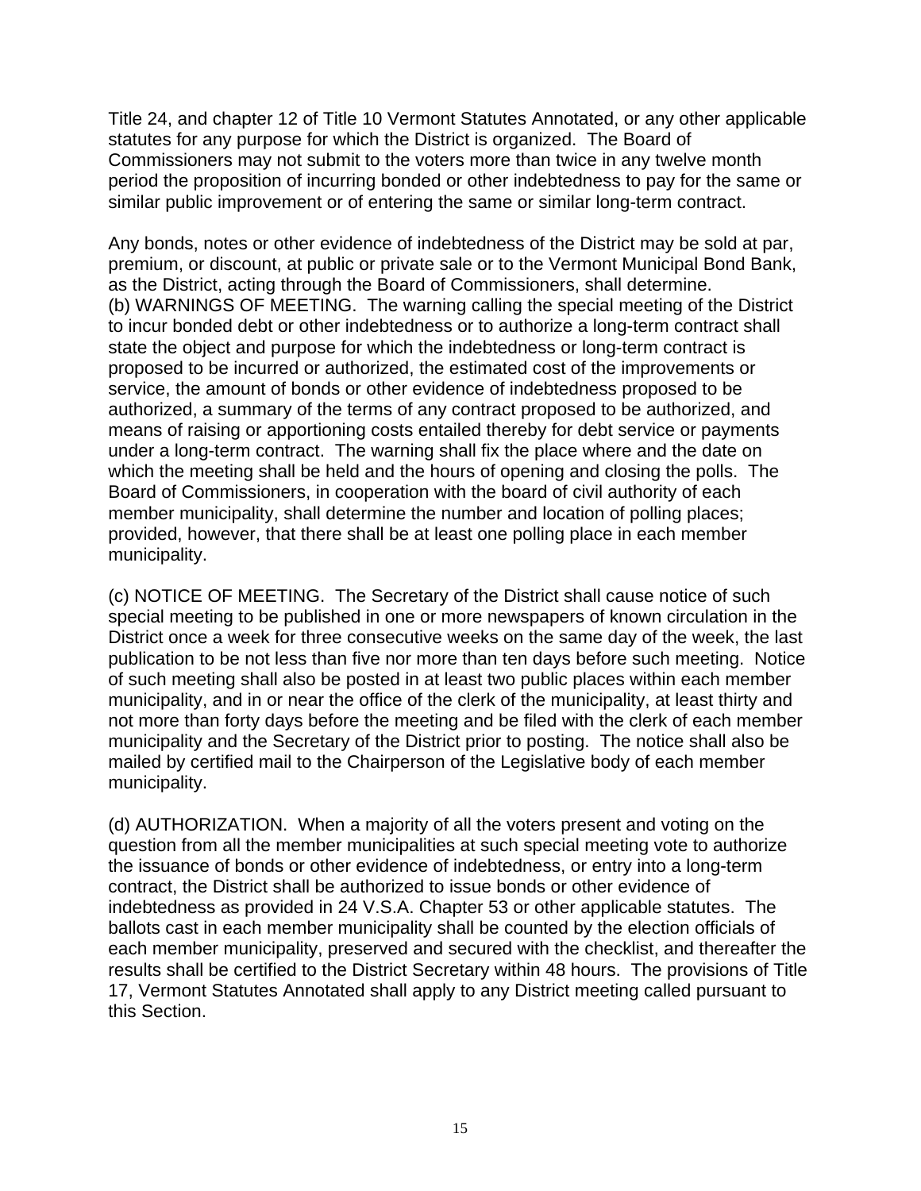Title 24, and chapter 12 of Title 10 Vermont Statutes Annotated, or any other applicable statutes for any purpose for which the District is organized. The Board of Commissioners may not submit to the voters more than twice in any twelve month period the proposition of incurring bonded or other indebtedness to pay for the same or similar public improvement or of entering the same or similar long-term contract.

Any bonds, notes or other evidence of indebtedness of the District may be sold at par, premium, or discount, at public or private sale or to the Vermont Municipal Bond Bank, as the District, acting through the Board of Commissioners, shall determine.
(b) WARNINGS OF MEETING. The warning calling the special meeting of the District to incur bonded debt or other indebtedness or to authorize a long-term contract shall state the object and purpose for which the indebtedness or long-term contract is proposed to be incurred or authorized, the estimated cost of the improvements or service, the amount of bonds or other evidence of indebtedness proposed to be authorized, a summary of the terms of any contract proposed to be authorized, and means of raising or apportioning costs entailed thereby for debt service or payments under a long-term contract. The warning shall fix the place where and the date on which the meeting shall be held and the hours of opening and closing the polls. The Board of Commissioners, in cooperation with the board of civil authority of each member municipality, shall determine the number and location of polling places; provided, however, that there shall be at least one polling place in each member municipality.

(c) NOTICE OF MEETING. The Secretary of the District shall cause notice of such special meeting to be published in one or more newspapers of known circulation in the District once a week for three consecutive weeks on the same day of the week, the last publication to be not less than five nor more than ten days before such meeting. Notice of such meeting shall also be posted in at least two public places within each member municipality, and in or near the office of the clerk of the municipality, at least thirty and not more than forty days before the meeting and be filed with the clerk of each member municipality and the Secretary of the District prior to posting. The notice shall also be mailed by certified mail to the Chairperson of the Legislative body of each member municipality.

(d) AUTHORIZATION. When a majority of all the voters present and voting on the question from all the member municipalities at such special meeting vote to authorize the issuance of bonds or other evidence of indebtedness, or entry into a long-term contract, the District shall be authorized to issue bonds or other evidence of indebtedness as provided in 24 V.S.A. Chapter 53 or other applicable statutes. The ballots cast in each member municipality shall be counted by the election officials of each member municipality, preserved and secured with the checklist, and thereafter the results shall be certified to the District Secretary within 48 hours. The provisions of Title 17, Vermont Statutes Annotated shall apply to any District meeting called pursuant to this Section.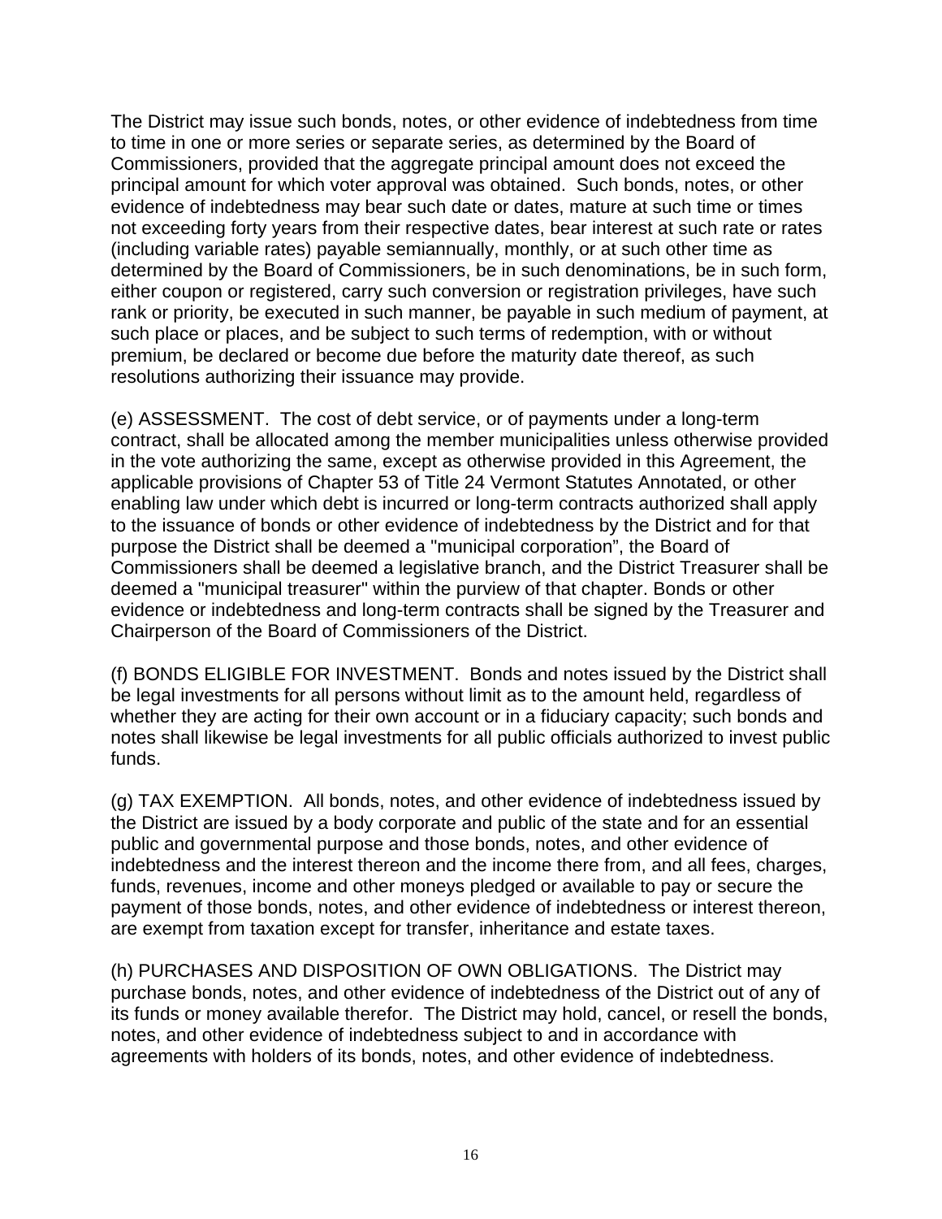The District may issue such bonds, notes, or other evidence of indebtedness from time to time in one or more series or separate series, as determined by the Board of Commissioners, provided that the aggregate principal amount does not exceed the principal amount for which voter approval was obtained. Such bonds, notes, or other evidence of indebtedness may bear such date or dates, mature at such time or times not exceeding forty years from their respective dates, bear interest at such rate or rates (including variable rates) payable semiannually, monthly, or at such other time as determined by the Board of Commissioners, be in such denominations, be in such form, either coupon or registered, carry such conversion or registration privileges, have such rank or priority, be executed in such manner, be payable in such medium of payment, at such place or places, and be subject to such terms of redemption, with or without premium, be declared or become due before the maturity date thereof, as such resolutions authorizing their issuance may provide.

(e) ASSESSMENT. The cost of debt service, or of payments under a long-term contract, shall be allocated among the member municipalities unless otherwise provided in the vote authorizing the same, except as otherwise provided in this Agreement, the applicable provisions of Chapter 53 of Title 24 Vermont Statutes Annotated, or other enabling law under which debt is incurred or long-term contracts authorized shall apply to the issuance of bonds or other evidence of indebtedness by the District and for that purpose the District shall be deemed a "municipal corporation", the Board of Commissioners shall be deemed a legislative branch, and the District Treasurer shall be deemed a "municipal treasurer" within the purview of that chapter. Bonds or other evidence or indebtedness and long-term contracts shall be signed by the Treasurer and Chairperson of the Board of Commissioners of the District.

(f) BONDS ELIGIBLE FOR INVESTMENT. Bonds and notes issued by the District shall be legal investments for all persons without limit as to the amount held, regardless of whether they are acting for their own account or in a fiduciary capacity; such bonds and notes shall likewise be legal investments for all public officials authorized to invest public funds.

(g) TAX EXEMPTION. All bonds, notes, and other evidence of indebtedness issued by the District are issued by a body corporate and public of the state and for an essential public and governmental purpose and those bonds, notes, and other evidence of indebtedness and the interest thereon and the income there from, and all fees, charges, funds, revenues, income and other moneys pledged or available to pay or secure the payment of those bonds, notes, and other evidence of indebtedness or interest thereon, are exempt from taxation except for transfer, inheritance and estate taxes.

(h) PURCHASES AND DISPOSITION OF OWN OBLIGATIONS. The District may purchase bonds, notes, and other evidence of indebtedness of the District out of any of its funds or money available therefor. The District may hold, cancel, or resell the bonds, notes, and other evidence of indebtedness subject to and in accordance with agreements with holders of its bonds, notes, and other evidence of indebtedness.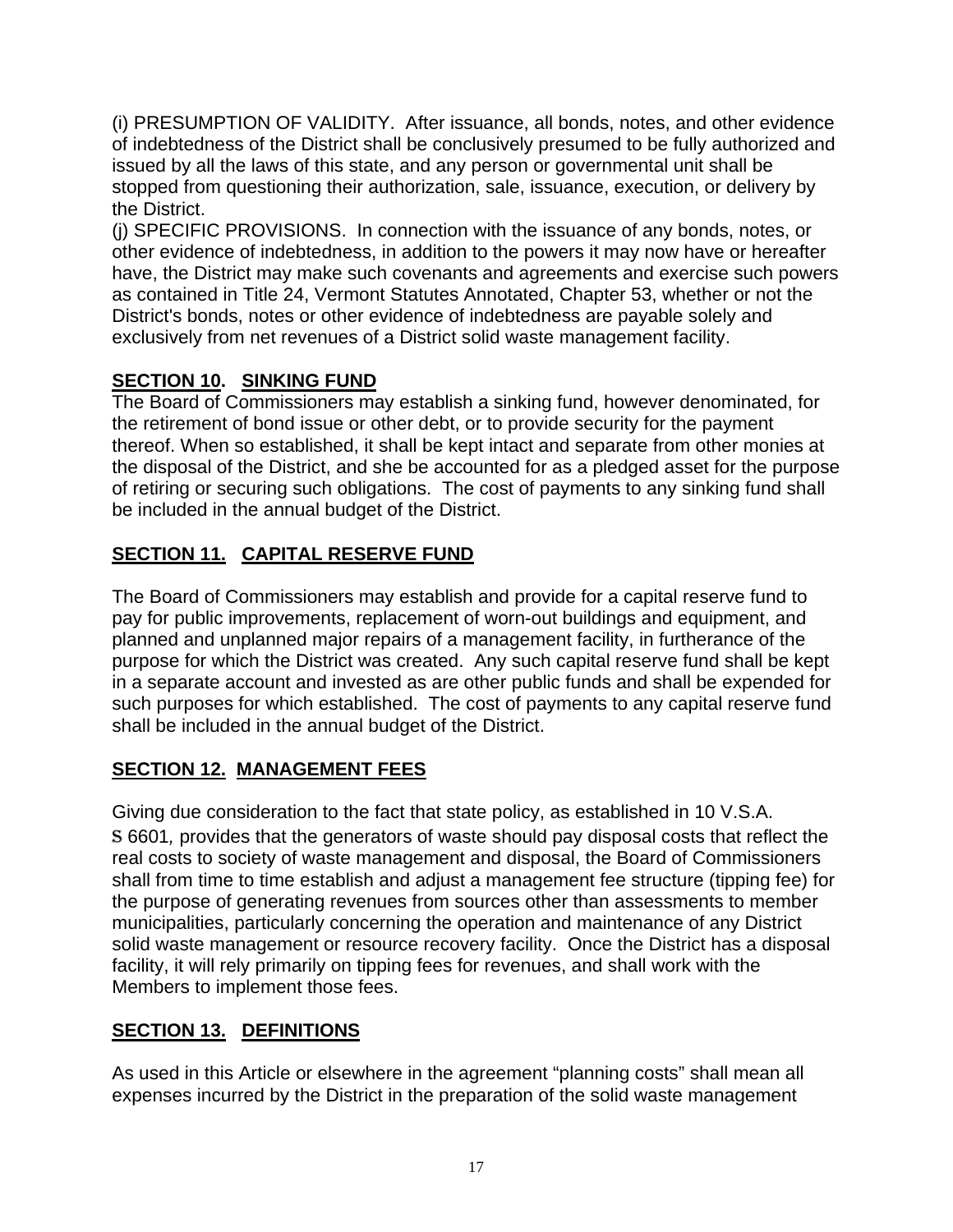(i) PRESUMPTION OF VALIDITY. After issuance, all bonds, notes, and other evidence of indebtedness of the District shall be conclusively presumed to be fully authorized and issued by all the laws of this state, and any person or governmental unit shall be stopped from questioning their authorization, sale, issuance, execution, or delivery by the District.

(j) SPECIFIC PROVISIONS. In connection with the issuance of any bonds, notes, or other evidence of indebtedness, in addition to the powers it may now have or hereafter have, the District may make such covenants and agreements and exercise such powers as contained in Title 24, Vermont Statutes Annotated, Chapter 53, whether or not the District's bonds, notes or other evidence of indebtedness are payable solely and exclusively from net revenues of a District solid waste management facility.

## **SECTION 10. SINKING FUND**

The Board of Commissioners may establish a sinking fund, however denominated, for the retirement of bond issue or other debt, or to provide security for the payment thereof. When so established, it shall be kept intact and separate from other monies at the disposal of the District, and she be accounted for as a pledged asset for the purpose of retiring or securing such obligations. The cost of payments to any sinking fund shall be included in the annual budget of the District.

## **SECTION 11. CAPITAL RESERVE FUND**

The Board of Commissioners may establish and provide for a capital reserve fund to pay for public improvements, replacement of worn-out buildings and equipment, and planned and unplanned major repairs of a management facility, in furtherance of the purpose for which the District was created. Any such capital reserve fund shall be kept in a separate account and invested as are other public funds and shall be expended for such purposes for which established. The cost of payments to any capital reserve fund shall be included in the annual budget of the District.

## **SECTION 12. MANAGEMENT FEES**

Giving due consideration to the fact that state policy, as established in 10 V.S.A. S 6601*,* provides that the generators of waste should pay disposal costs that reflect the real costs to society of waste management and disposal, the Board of Commissioners shall from time to time establish and adjust a management fee structure (tipping fee) for the purpose of generating revenues from sources other than assessments to member municipalities, particularly concerning the operation and maintenance of any District solid waste management or resource recovery facility. Once the District has a disposal facility, it will rely primarily on tipping fees for revenues, and shall work with the Members to implement those fees.

## **SECTION 13. DEFINITIONS**

As used in this Article or elsewhere in the agreement "planning costs" shall mean all expenses incurred by the District in the preparation of the solid waste management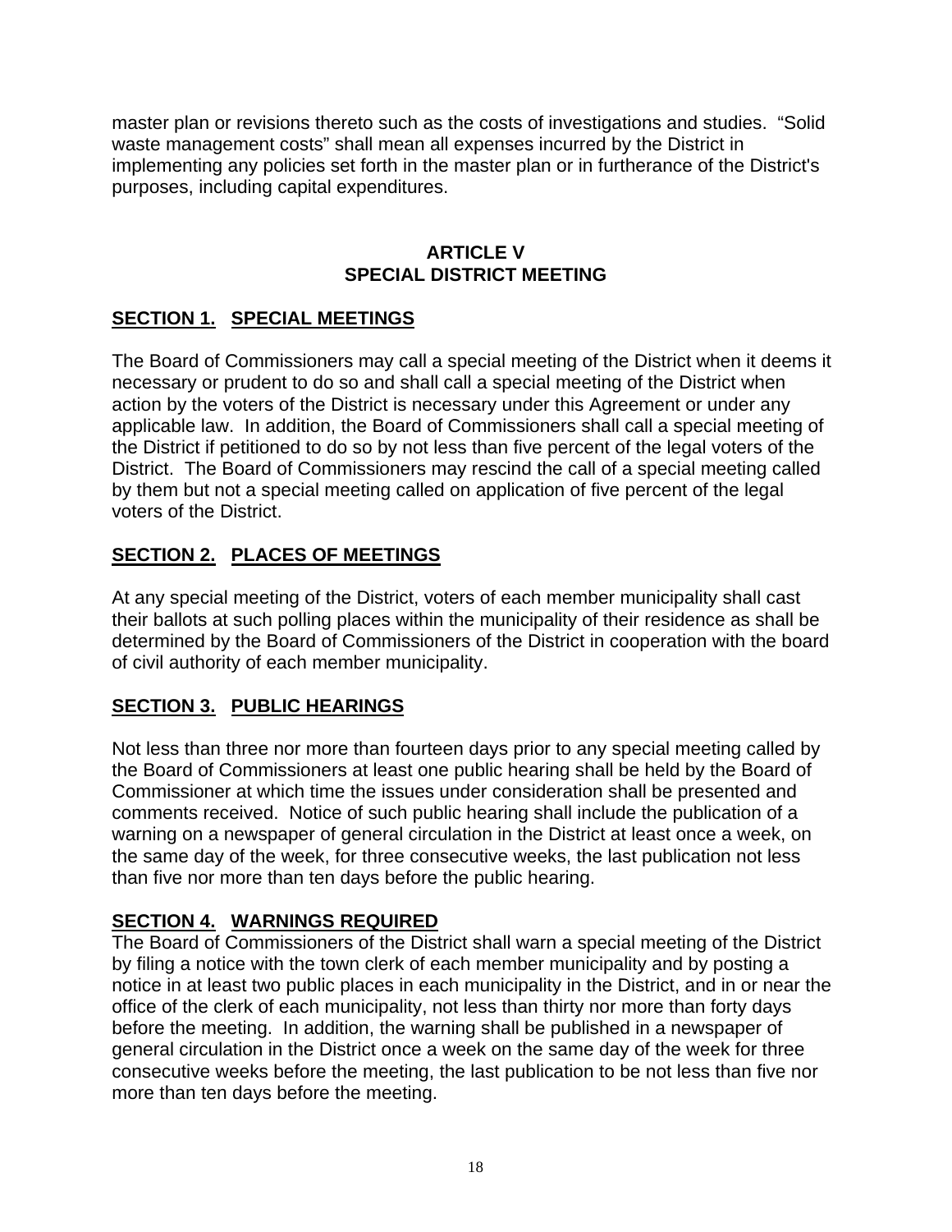master plan or revisions thereto such as the costs of investigations and studies. "Solid waste management costs" shall mean all expenses incurred by the District in implementing any policies set forth in the master plan or in furtherance of the District's purposes, including capital expenditures.

## ARTICLE V
## SPECIAL DISTRICT MEETING

### SECTION 1. SPECIAL MEETINGS

The Board of Commissioners may call a special meeting of the District when it deems it necessary or prudent to do so and shall call a special meeting of the District when action by the voters of the District is necessary under this Agreement or under any applicable law. In addition, the Board of Commissioners shall call a special meeting of the District if petitioned to do so by not less than five percent of the legal voters of the District. The Board of Commissioners may rescind the call of a special meeting called by them but not a special meeting called on application of five percent of the legal voters of the District.

### SECTION 2. PLACES OF MEETINGS

At any special meeting of the District, voters of each member municipality shall cast their ballots at such polling places within the municipality of their residence as shall be determined by the Board of Commissioners of the District in cooperation with the board of civil authority of each member municipality.

### SECTION 3. PUBLIC HEARINGS

Not less than three nor more than fourteen days prior to any special meeting called by the Board of Commissioners at least one public hearing shall be held by the Board of Commissioner at which time the issues under consideration shall be presented and comments received. Notice of such public hearing shall include the publication of a warning on a newspaper of general circulation in the District at least once a week, on the same day of the week, for three consecutive weeks, the last publication not less than five nor more than ten days before the public hearing.

### SECTION 4. WARNINGS REQUIRED

The Board of Commissioners of the District shall warn a special meeting of the District by filing a notice with the town clerk of each member municipality and by posting a notice in at least two public places in each municipality in the District, and in or near the office of the clerk of each municipality, not less than thirty nor more than forty days before the meeting. In addition, the warning shall be published in a newspaper of general circulation in the District once a week on the same day of the week for three consecutive weeks before the meeting, the last publication to be not less than five nor more than ten days before the meeting.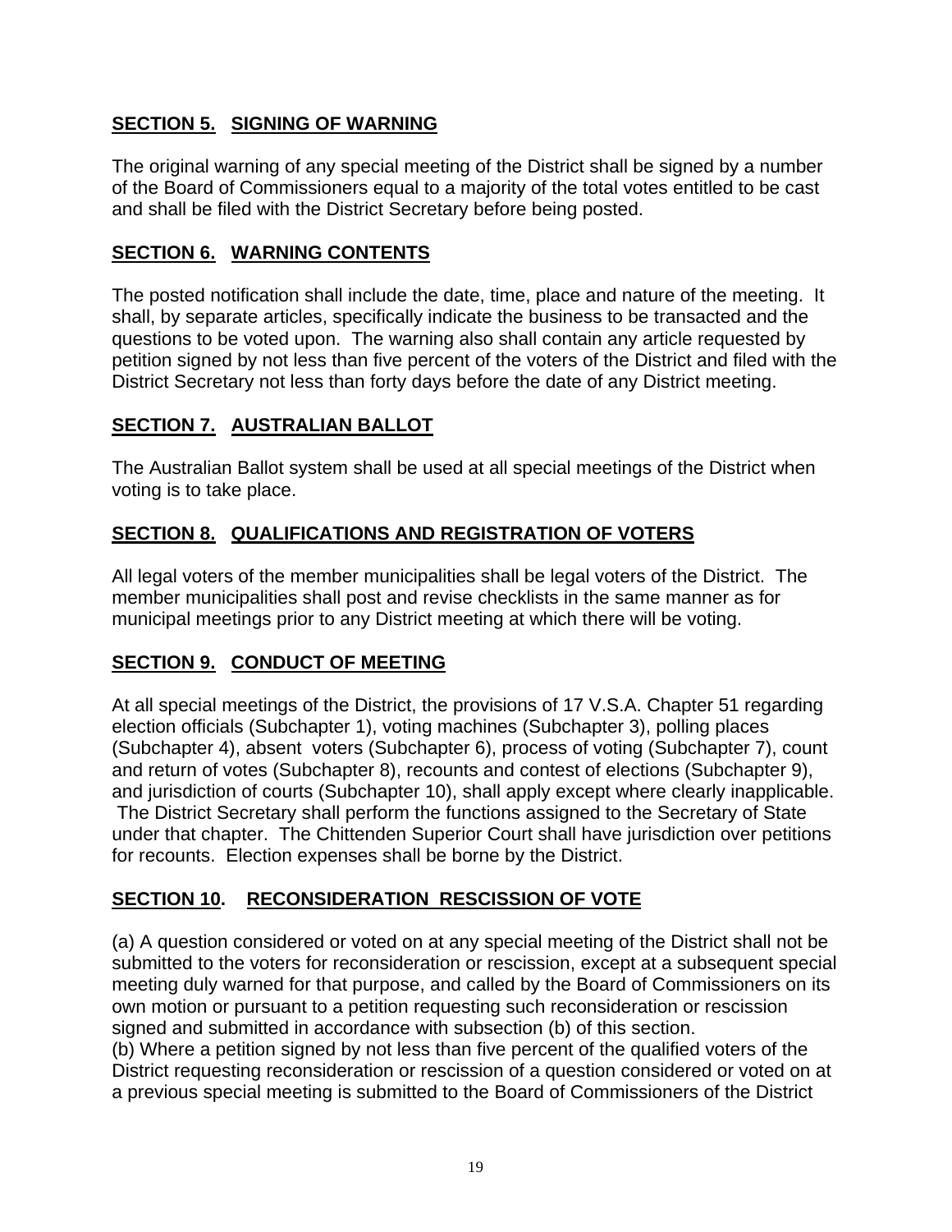## SECTION 5. SIGNING OF WARNING

The original warning of any special meeting of the District shall be signed by a number of the Board of Commissioners equal to a majority of the total votes entitled to be cast and shall be filed with the District Secretary before being posted.

## SECTION 6. WARNING CONTENTS

The posted notification shall include the date, time, place and nature of the meeting. It shall, by separate articles, specifically indicate the business to be transacted and the questions to be voted upon. The warning also shall contain any article requested by petition signed by not less than five percent of the voters of the District and filed with the District Secretary not less than forty days before the date of any District meeting.

## SECTION 7. AUSTRALIAN BALLOT

The Australian Ballot system shall be used at all special meetings of the District when voting is to take place.

## SECTION 8. QUALIFICATIONS AND REGISTRATION OF VOTERS

All legal voters of the member municipalities shall be legal voters of the District. The member municipalities shall post and revise checklists in the same manner as for municipal meetings prior to any District meeting at which there will be voting.

## SECTION 9. CONDUCT OF MEETING

At all special meetings of the District, the provisions of 17 V.S.A. Chapter 51 regarding election officials (Subchapter 1), voting machines (Subchapter 3), polling places (Subchapter 4), absent voters (Subchapter 6), process of voting (Subchapter 7), count and return of votes (Subchapter 8), recounts and contest of elections (Subchapter 9), and jurisdiction of courts (Subchapter 10), shall apply except where clearly inapplicable. The District Secretary shall perform the functions assigned to the Secretary of State under that chapter. The Chittenden Superior Court shall have jurisdiction over petitions for recounts. Election expenses shall be borne by the District.

## SECTION 10. RECONSIDERATION RESCISSION OF VOTE

(a) A question considered or voted on at any special meeting of the District shall not be submitted to the voters for reconsideration or rescission, except at a subsequent special meeting duly warned for that purpose, and called by the Board of Commissioners on its own motion or pursuant to a petition requesting such reconsideration or rescission signed and submitted in accordance with subsection (b) of this section.

(b) Where a petition signed by not less than five percent of the qualified voters of the District requesting reconsideration or rescission of a question considered or voted on at a previous special meeting is submitted to the Board of Commissioners of the District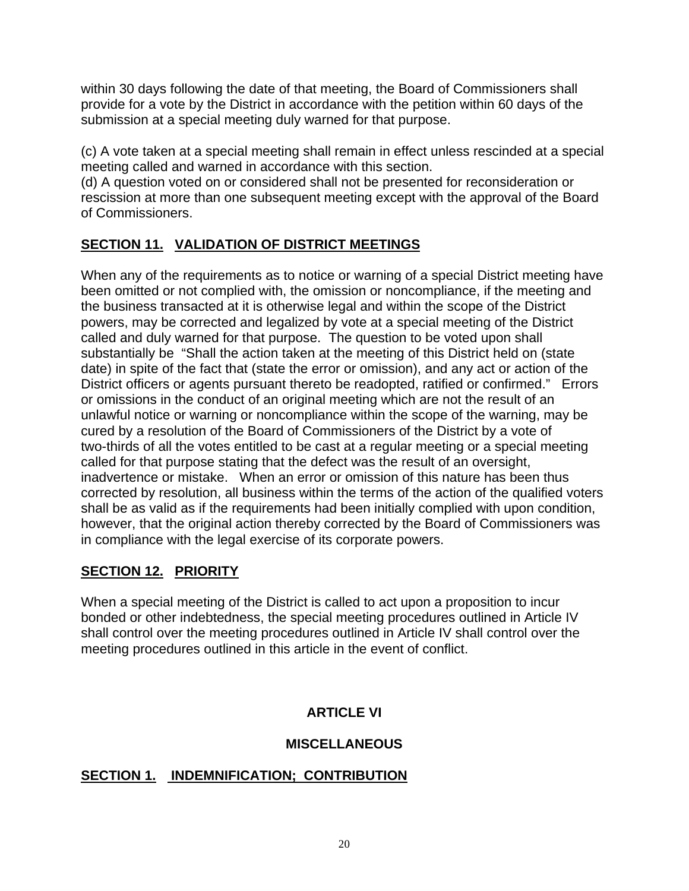within 30 days following the date of that meeting, the Board of Commissioners shall provide for a vote by the District in accordance with the petition within 60 days of the submission at a special meeting duly warned for that purpose.

(c) A vote taken at a special meeting shall remain in effect unless rescinded at a special meeting called and warned in accordance with this section.
(d) A question voted on or considered shall not be presented for reconsideration or rescission at more than one subsequent meeting except with the approval of the Board of Commissioners.

## **SECTION 11. VALIDATION OF DISTRICT MEETINGS**

When any of the requirements as to notice or warning of a special District meeting have been omitted or not complied with, the omission or noncompliance, if the meeting and the business transacted at it is otherwise legal and within the scope of the District powers, may be corrected and legalized by vote at a special meeting of the District called and duly warned for that purpose. The question to be voted upon shall substantially be "Shall the action taken at the meeting of this District held on (state date) in spite of the fact that (state the error or omission), and any act or action of the District officers or agents pursuant thereto be readopted, ratified or confirmed." Errors or omissions in the conduct of an original meeting which are not the result of an unlawful notice or warning or noncompliance within the scope of the warning, may be cured by a resolution of the Board of Commissioners of the District by a vote of two-thirds of all the votes entitled to be cast at a regular meeting or a special meeting called for that purpose stating that the defect was the result of an oversight, inadvertence or mistake. When an error or omission of this nature has been thus corrected by resolution, all business within the terms of the action of the qualified voters shall be as valid as if the requirements had been initially complied with upon condition, however, that the original action thereby corrected by the Board of Commissioners was in compliance with the legal exercise of its corporate powers.

## **SECTION 12. PRIORITY**

When a special meeting of the District is called to act upon a proposition to incur bonded or other indebtedness, the special meeting procedures outlined in Article IV shall control over the meeting procedures outlined in Article IV shall control over the meeting procedures outlined in this article in the event of conflict.

# ARTICLE VI

# MISCELLANEOUS

## **SECTION 1. INDEMNIFICATION; CONTRIBUTION**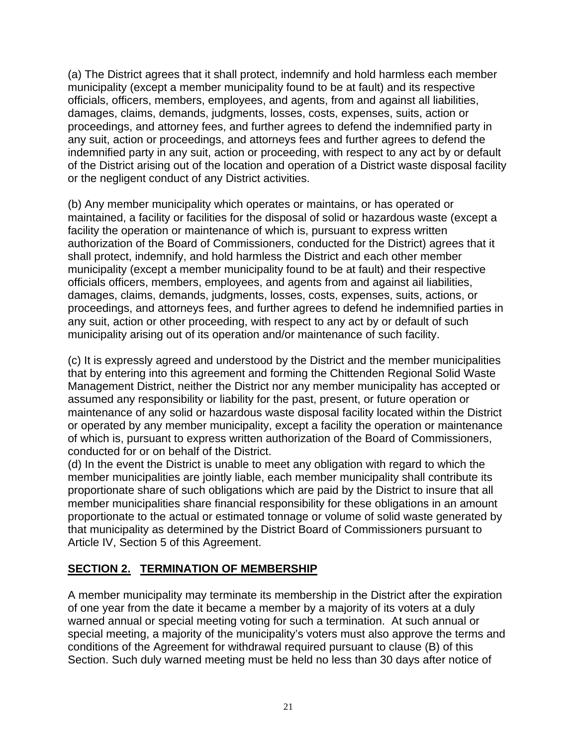(a) The District agrees that it shall protect, indemnify and hold harmless each member municipality (except a member municipality found to be at fault) and its respective officials, officers, members, employees, and agents, from and against all liabilities, damages, claims, demands, judgments, losses, costs, expenses, suits, action or proceedings, and attorney fees, and further agrees to defend the indemnified party in any suit, action or proceedings, and attorneys fees and further agrees to defend the indemnified party in any suit, action or proceeding, with respect to any act by or default of the District arising out of the location and operation of a District waste disposal facility or the negligent conduct of any District activities.

(b) Any member municipality which operates or maintains, or has operated or maintained, a facility or facilities for the disposal of solid or hazardous waste (except a facility the operation or maintenance of which is, pursuant to express written authorization of the Board of Commissioners, conducted for the District) agrees that it shall protect, indemnify, and hold harmless the District and each other member municipality (except a member municipality found to be at fault) and their respective officials officers, members, employees, and agents from and against ail liabilities, damages, claims, demands, judgments, losses, costs, expenses, suits, actions, or proceedings, and attorneys fees, and further agrees to defend he indemnified parties in any suit, action or other proceeding, with respect to any act by or default of such municipality arising out of its operation and/or maintenance of such facility.

(c) It is expressly agreed and understood by the District and the member municipalities that by entering into this agreement and forming the Chittenden Regional Solid Waste Management District, neither the District nor any member municipality has accepted or assumed any responsibility or liability for the past, present, or future operation or maintenance of any solid or hazardous waste disposal facility located within the District or operated by any member municipality, except a facility the operation or maintenance of which is, pursuant to express written authorization of the Board of Commissioners, conducted for or on behalf of the District.

(d) In the event the District is unable to meet any obligation with regard to which the member municipalities are jointly liable, each member municipality shall contribute its proportionate share of such obligations which are paid by the District to insure that all member municipalities share financial responsibility for these obligations in an amount proportionate to the actual or estimated tonnage or volume of solid waste generated by that municipality as determined by the District Board of Commissioners pursuant to Article IV, Section 5 of this Agreement.

## SECTION 2. TERMINATION OF MEMBERSHIP

A member municipality may terminate its membership in the District after the expiration of one year from the date it became a member by a majority of its voters at a duly warned annual or special meeting voting for such a termination. At such annual or special meeting, a majority of the municipality's voters must also approve the terms and conditions of the Agreement for withdrawal required pursuant to clause (B) of this Section. Such duly warned meeting must be held no less than 30 days after notice of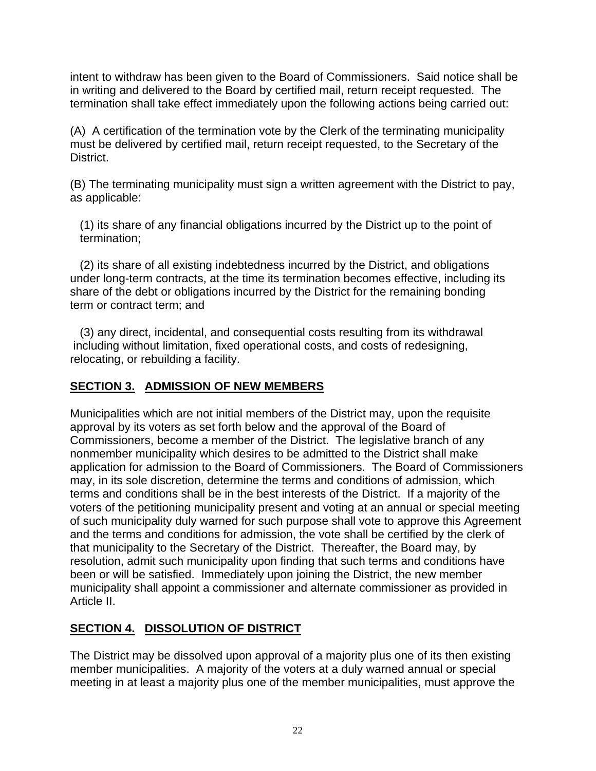intent to withdraw has been given to the Board of Commissioners. Said notice shall be in writing and delivered to the Board by certified mail, return receipt requested. The termination shall take effect immediately upon the following actions being carried out:

(A) A certification of the termination vote by the Clerk of the terminating municipality must be delivered by certified mail, return receipt requested, to the Secretary of the District.

(B) The terminating municipality must sign a written agreement with the District to pay, as applicable:

(1) its share of any financial obligations incurred by the District up to the point of termination;

(2) its share of all existing indebtedness incurred by the District, and obligations under long-term contracts, at the time its termination becomes effective, including its share of the debt or obligations incurred by the District for the remaining bonding term or contract term; and

(3) any direct, incidental, and consequential costs resulting from its withdrawal including without limitation, fixed operational costs, and costs of redesigning, relocating, or rebuilding a facility.

## **SECTION 3. ADMISSION OF NEW MEMBERS**

Municipalities which are not initial members of the District may, upon the requisite approval by its voters as set forth below and the approval of the Board of Commissioners, become a member of the District. The legislative branch of any nonmember municipality which desires to be admitted to the District shall make application for admission to the Board of Commissioners. The Board of Commissioners may, in its sole discretion, determine the terms and conditions of admission, which terms and conditions shall be in the best interests of the District. If a majority of the voters of the petitioning municipality present and voting at an annual or special meeting of such municipality duly warned for such purpose shall vote to approve this Agreement and the terms and conditions for admission, the vote shall be certified by the clerk of that municipality to the Secretary of the District. Thereafter, the Board may, by resolution, admit such municipality upon finding that such terms and conditions have been or will be satisfied. Immediately upon joining the District, the new member municipality shall appoint a commissioner and alternate commissioner as provided in Article II.

## **SECTION 4. DISSOLUTION OF DISTRICT**

The District may be dissolved upon approval of a majority plus one of its then existing member municipalities. A majority of the voters at a duly warned annual or special meeting in at least a majority plus one of the member municipalities, must approve the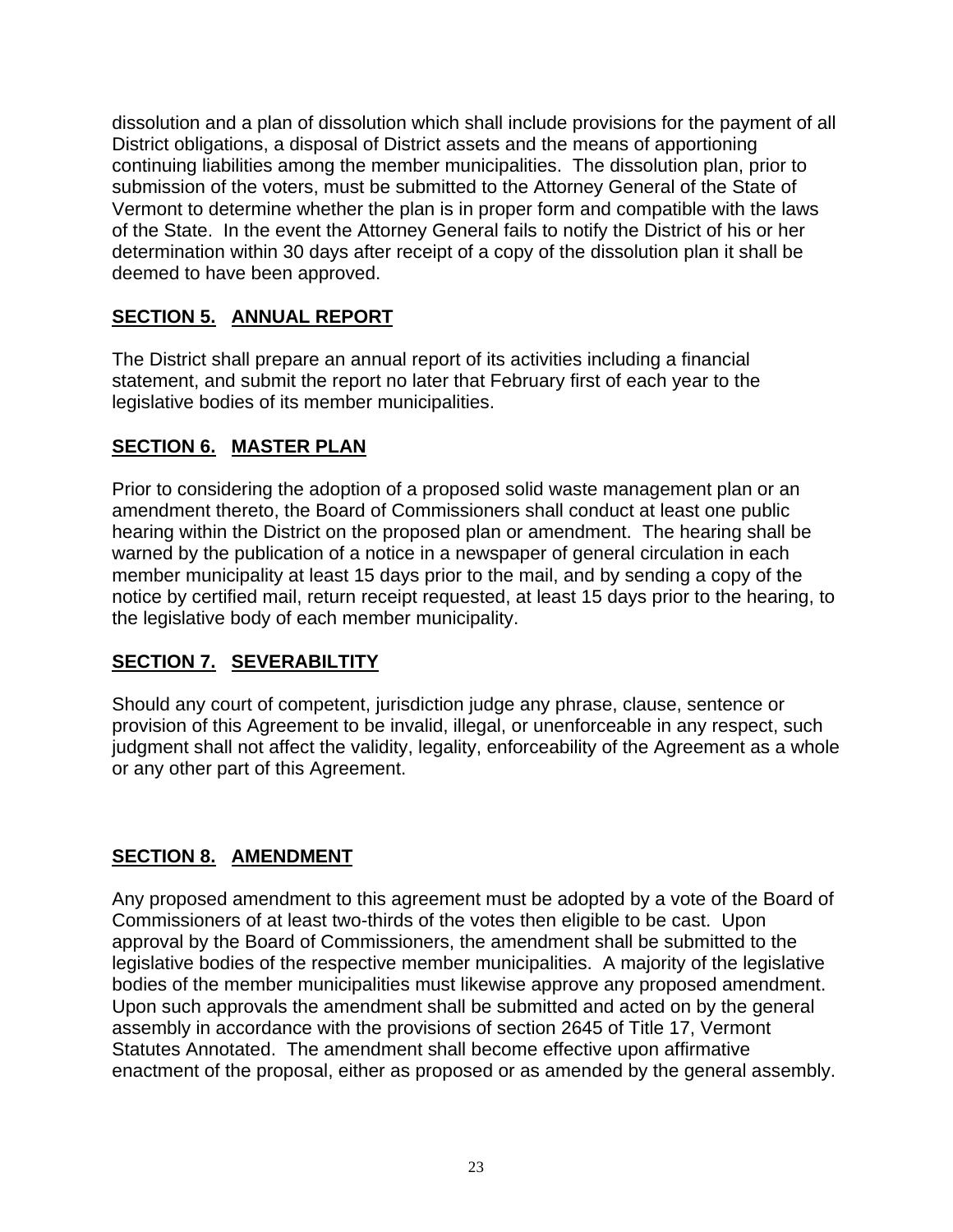dissolution and a plan of dissolution which shall include provisions for the payment of all District obligations, a disposal of District assets and the means of apportioning continuing liabilities among the member municipalities. The dissolution plan, prior to submission of the voters, must be submitted to the Attorney General of the State of Vermont to determine whether the plan is in proper form and compatible with the laws of the State. In the event the Attorney General fails to notify the District of his or her determination within 30 days after receipt of a copy of the dissolution plan it shall be deemed to have been approved.

## SECTION 5. ANNUAL REPORT

The District shall prepare an annual report of its activities including a financial statement, and submit the report no later that February first of each year to the legislative bodies of its member municipalities.

## SECTION 6. MASTER PLAN

Prior to considering the adoption of a proposed solid waste management plan or an amendment thereto, the Board of Commissioners shall conduct at least one public hearing within the District on the proposed plan or amendment. The hearing shall be warned by the publication of a notice in a newspaper of general circulation in each member municipality at least 15 days prior to the mail, and by sending a copy of the notice by certified mail, return receipt requested, at least 15 days prior to the hearing, to the legislative body of each member municipality.

## SECTION 7. SEVERABILTITY

Should any court of competent, jurisdiction judge any phrase, clause, sentence or provision of this Agreement to be invalid, illegal, or unenforceable in any respect, such judgment shall not affect the validity, legality, enforceability of the Agreement as a whole or any other part of this Agreement.

## SECTION 8. AMENDMENT

Any proposed amendment to this agreement must be adopted by a vote of the Board of Commissioners of at least two-thirds of the votes then eligible to be cast. Upon approval by the Board of Commissioners, the amendment shall be submitted to the legislative bodies of the respective member municipalities. A majority of the legislative bodies of the member municipalities must likewise approve any proposed amendment. Upon such approvals the amendment shall be submitted and acted on by the general assembly in accordance with the provisions of section 2645 of Title 17, Vermont Statutes Annotated. The amendment shall become effective upon affirmative enactment of the proposal, either as proposed or as amended by the general assembly.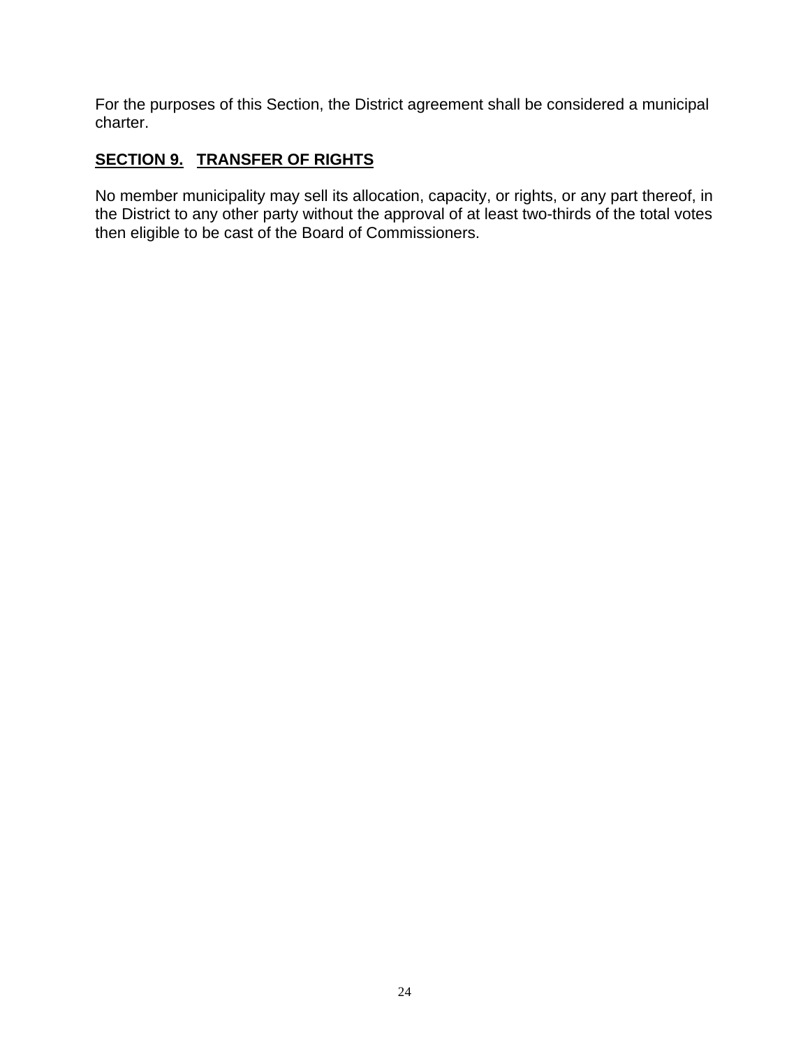For the purposes of this Section, the District agreement shall be considered a municipal charter.

## SECTION 9. TRANSFER OF RIGHTS

No member municipality may sell its allocation, capacity, or rights, or any part thereof, in the District to any other party without the approval of at least two-thirds of the total votes then eligible to be cast of the Board of Commissioners.